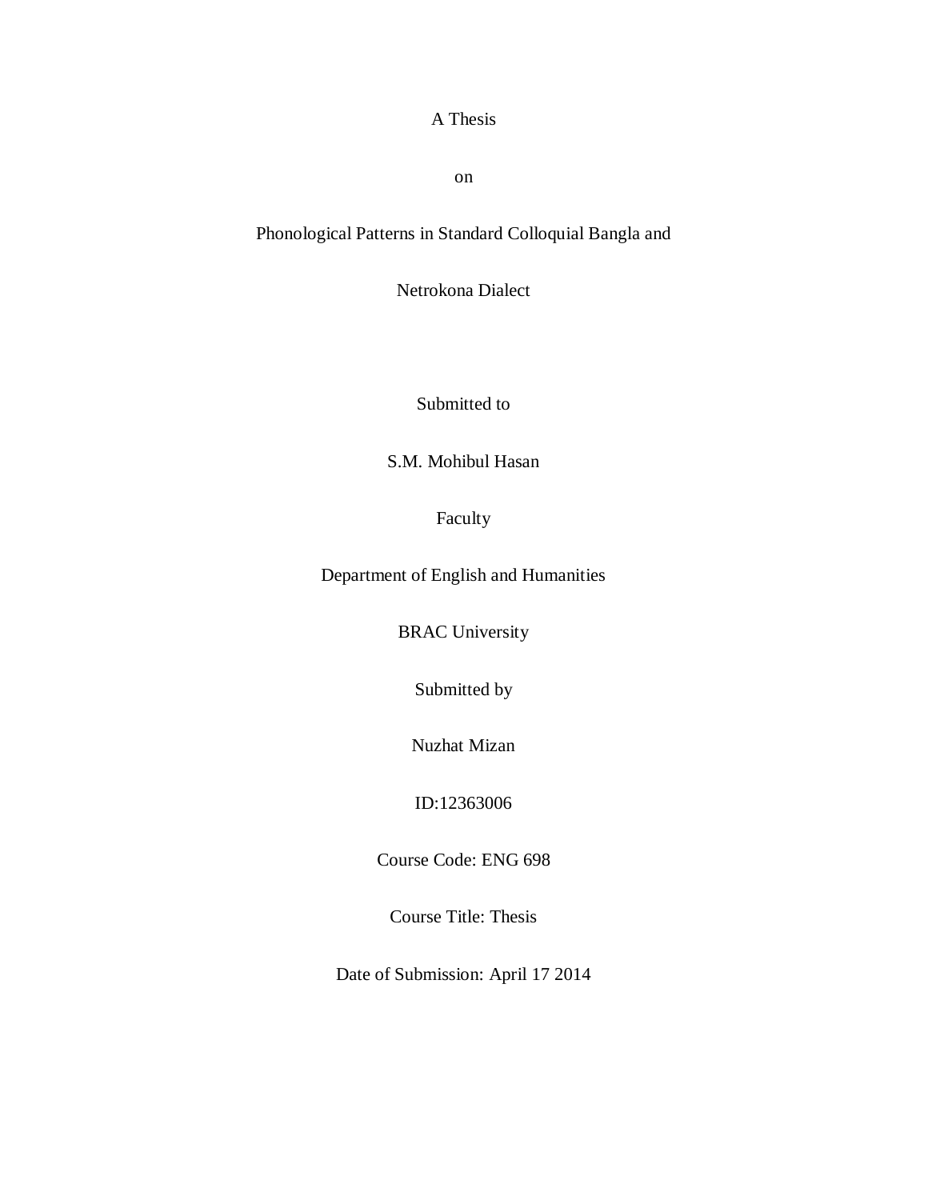A Thesis

on

# Phonological Patterns in Standard Colloquial Bangla and Netrokona Dialect

Submitted to

S.M. Mohibul Hasan

Faculty

Department of English and Humanities

BRAC University

Submitted by

Nuzhat Mizan

ID:12363006

Course Code: ENG 698

Course Title: Thesis

Date of Submission: April 17 2014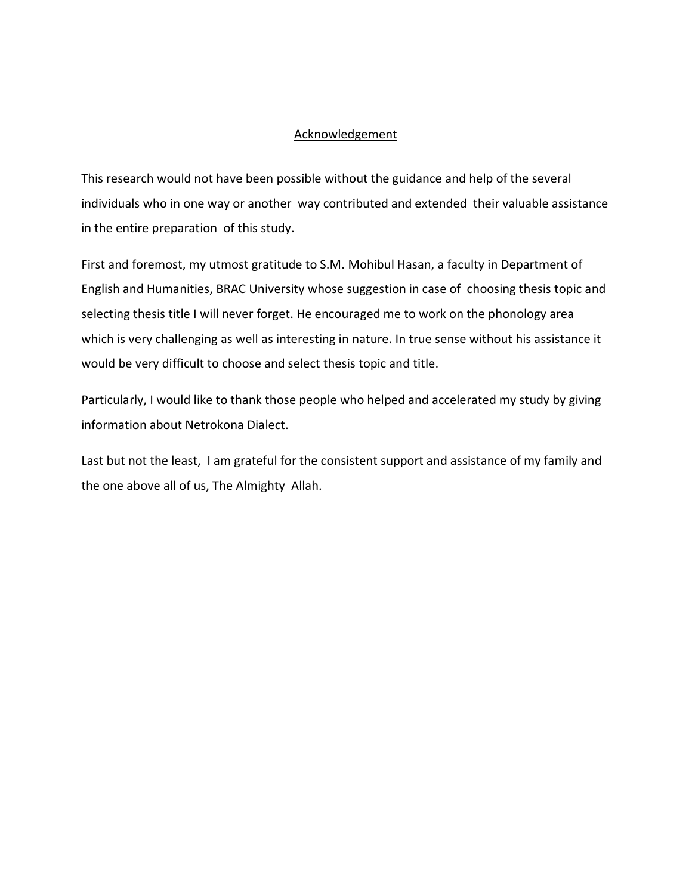# Acknowledgement

This research would not have been possible without the guidance and help of the several individuals who in one way or another way contributed and extended their valuable assistance in the entire preparation of this study.

First and foremost, my utmost gratitude to S.M. Mohibul Hasan, a faculty in Department of English and Humanities, BRAC University whose suggestion in case of choosing thesis topic and selecting thesis title I will never forget. He encouraged me to work on the phonology area which is very challenging as well as interesting in nature. In true sense without his assistance it would be very difficult to choose and select thesis topic and title.

Particularly, I would like to thank those people who helped and accelerated my study by giving information about Netrokona Dialect.

Last but not the least, I am grateful for the consistent support and assistance of my family and the one above all of us, The Almighty Allah.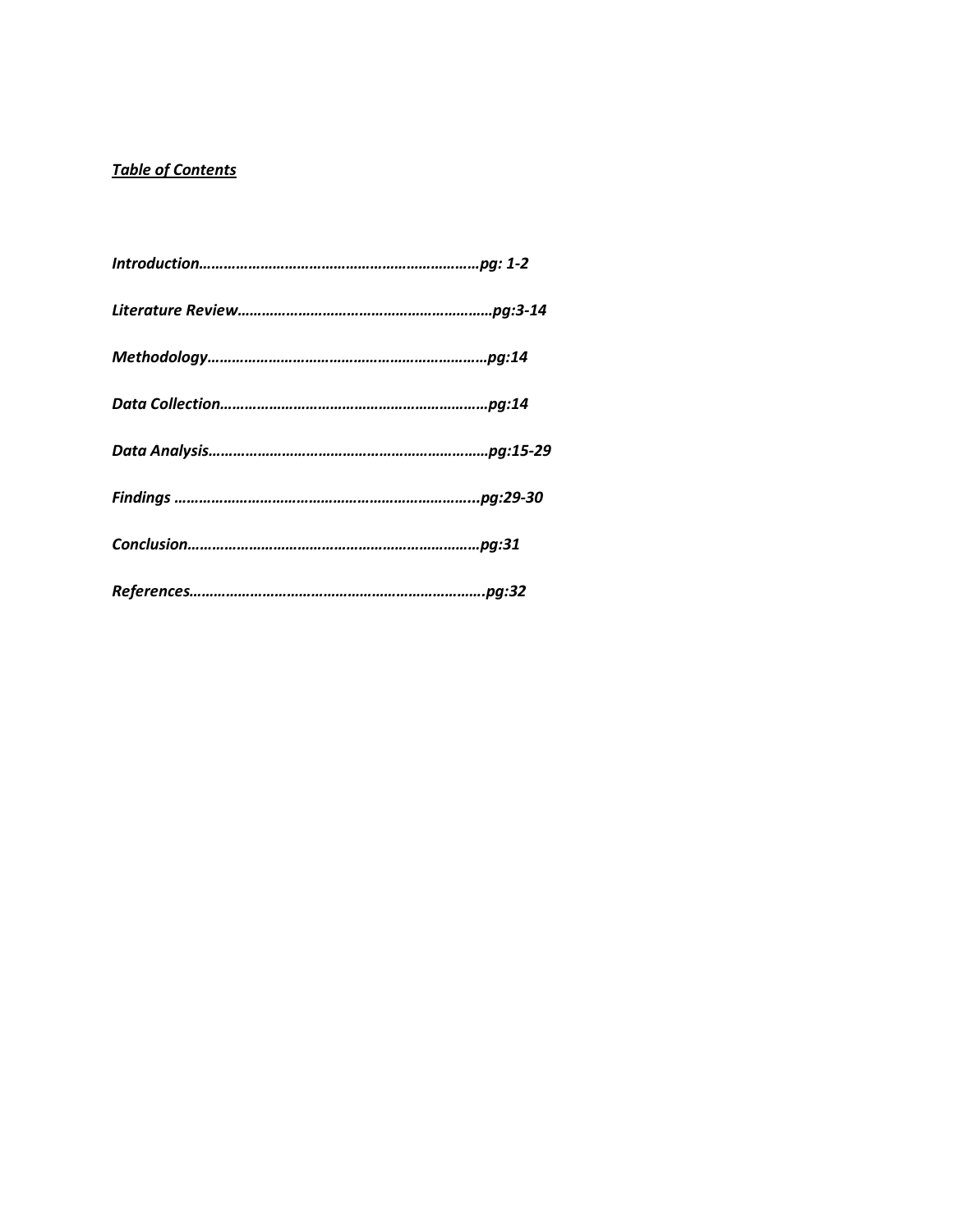***Table of Contents***

***Introduction……………………………………………………………pg: 1-2***

***Literature Review………………………………………………….……pg:3-14***

***Methodology……………………………………………………………pg:14***

***Data Collection…………………………………………………………pg:14***

***Data Analysis……………………………………………………………pg:15-29***

***Findings ………………………………………………………………...pg:29-30***

***Conclusion………………………………………………………………pg:31***

***References……………………………………………………………….pg:32***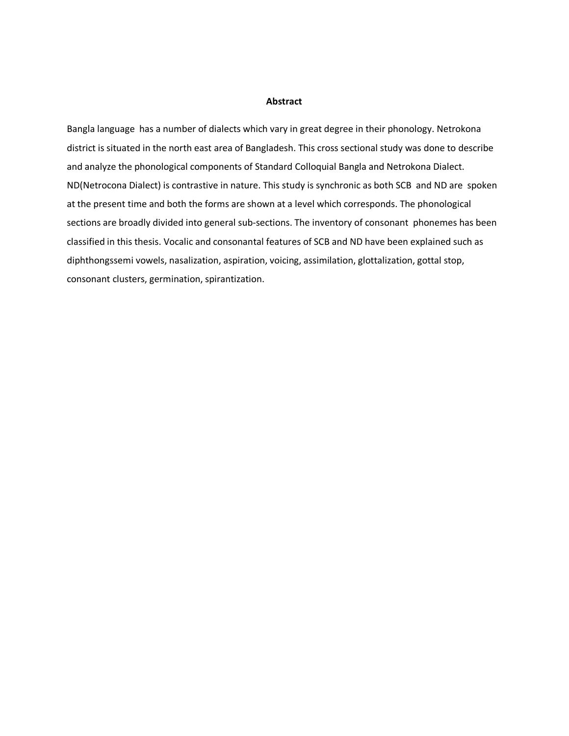## Abstract

Bangla language has a number of dialects which vary in great degree in their phonology. Netrokona district is situated in the north east area of Bangladesh. This cross sectional study was done to describe and analyze the phonological components of Standard Colloquial Bangla and Netrokona Dialect. ND(Netrocona Dialect) is contrastive in nature. This study is synchronic as both SCB and ND are spoken at the present time and both the forms are shown at a level which corresponds. The phonological sections are broadly divided into general sub-sections. The inventory of consonant phonemes has been classified in this thesis. Vocalic and consonantal features of SCB and ND have been explained such as diphthongssemi vowels, nasalization, aspiration, voicing, assimilation, glottalization, gottal stop, consonant clusters, germination, spirantization.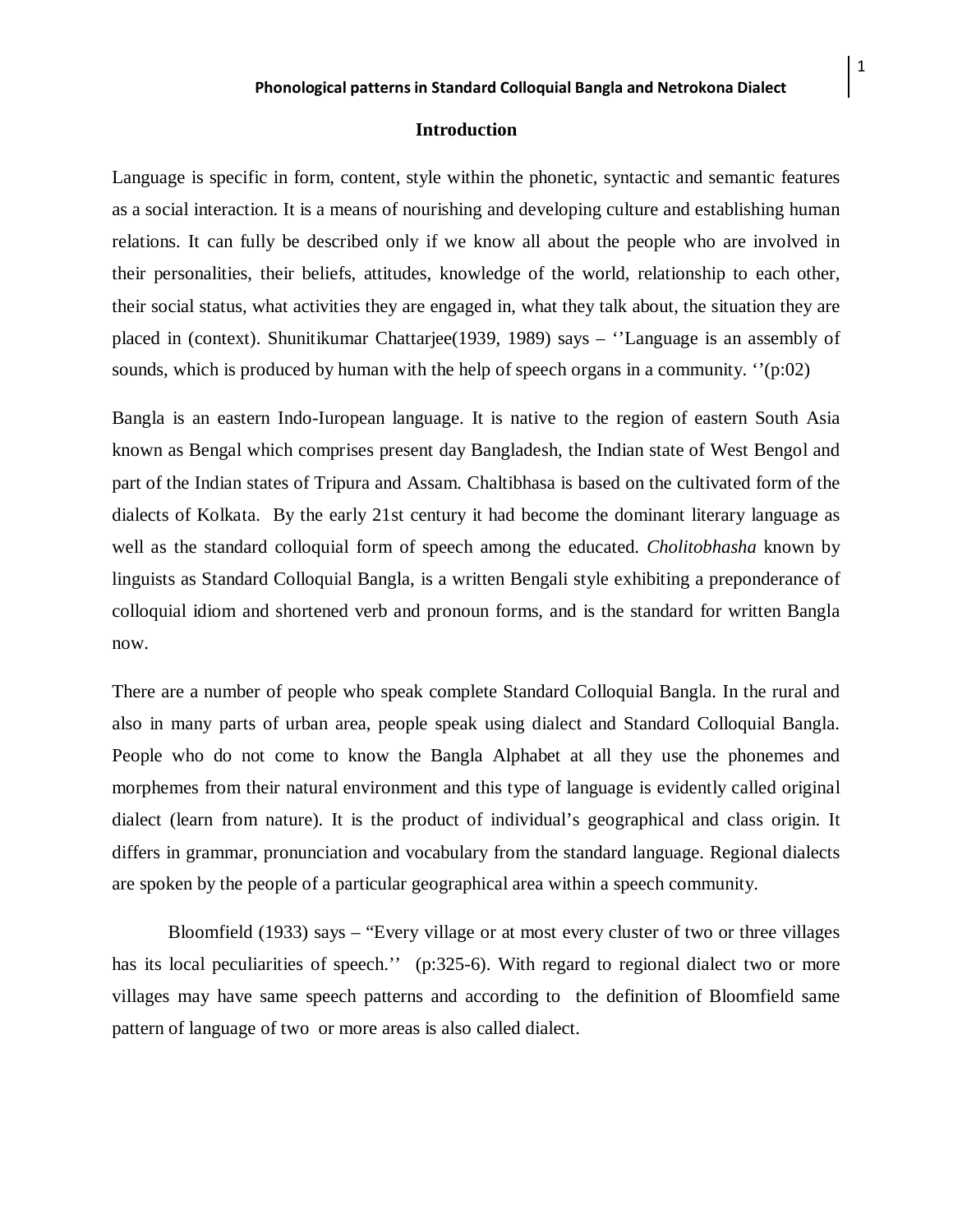## Introduction

Language is specific in form, content, style within the phonetic, syntactic and semantic features as a social interaction. It is a means of nourishing and developing culture and establishing human relations. It can fully be described only if we know all about the people who are involved in their personalities, their beliefs, attitudes, knowledge of the world, relationship to each other, their social status, what activities they are engaged in, what they talk about, the situation they are placed in (context). Shunitikumar Chattarjee(1939, 1989) says – ''Language is an assembly of sounds, which is produced by human with the help of speech organs in a community. ''(p:02)

Bangla is an eastern Indo-Iuropean language. It is native to the region of eastern South Asia known as Bengal which comprises present day Bangladesh, the Indian state of West Bengol and part of the Indian states of Tripura and Assam. Chaltibhasa is based on the cultivated form of the dialects of Kolkata. By the early 21st century it had become the dominant literary language as well as the standard colloquial form of speech among the educated. *Cholitobhasha* known by linguists as Standard Colloquial Bangla, is a written Bengali style exhibiting a preponderance of colloquial idiom and shortened verb and pronoun forms, and is the standard for written Bangla now.

There are a number of people who speak complete Standard Colloquial Bangla. In the rural and also in many parts of urban area, people speak using dialect and Standard Colloquial Bangla. People who do not come to know the Bangla Alphabet at all they use the phonemes and morphemes from their natural environment and this type of language is evidently called original dialect (learn from nature). It is the product of individual's geographical and class origin. It differs in grammar, pronunciation and vocabulary from the standard language. Regional dialects are spoken by the people of a particular geographical area within a speech community.

Bloomfield (1933) says – "Every village or at most every cluster of two or three villages has its local peculiarities of speech.'' (p:325-6). With regard to regional dialect two or more villages may have same speech patterns and according to the definition of Bloomfield same pattern of language of two or more areas is also called dialect.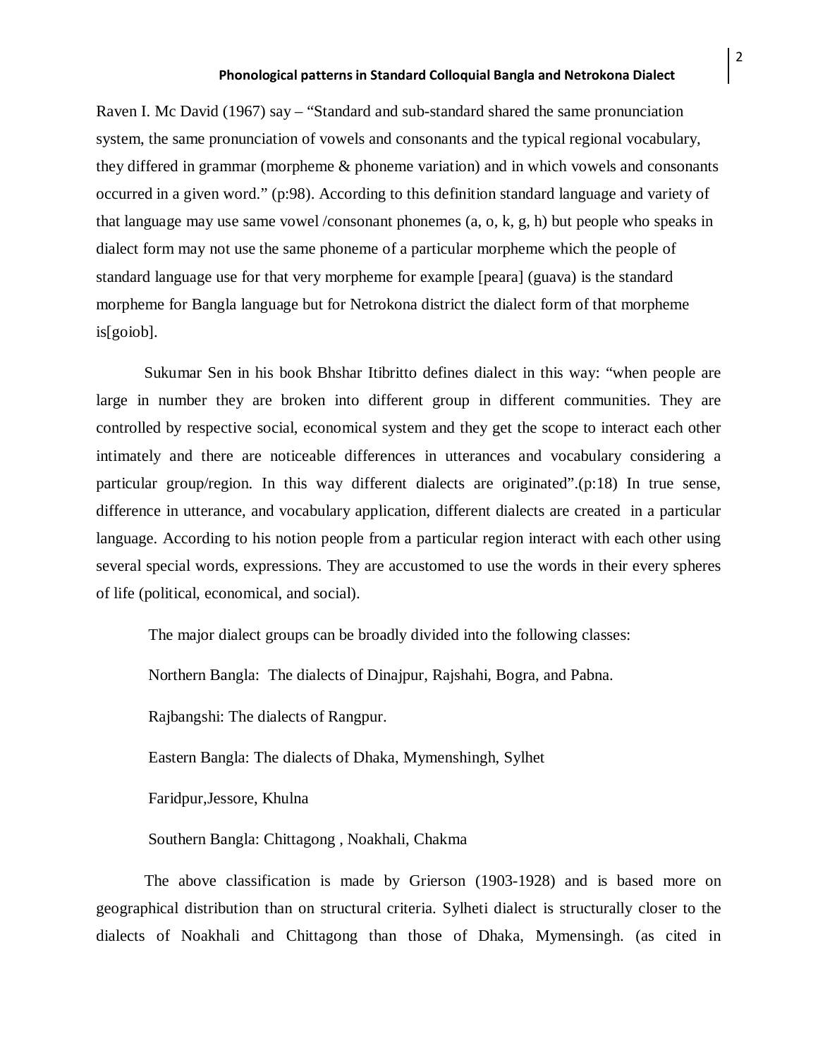Raven I. Mc David (1967) say – "Standard and sub-standard shared the same pronunciation system, the same pronunciation of vowels and consonants and the typical regional vocabulary, they differed in grammar (morpheme & phoneme variation) and in which vowels and consonants occurred in a given word." (p:98). According to this definition standard language and variety of that language may use same vowel /consonant phonemes (a, o, k, g, h) but people who speaks in dialect form may not use the same phoneme of a particular morpheme which the people of standard language use for that very morpheme for example [peara] (guava) is the standard morpheme for Bangla language but for Netrokona district the dialect form of that morpheme is[goiob].

Sukumar Sen in his book Bhshar Itibritto defines dialect in this way: "when people are large in number they are broken into different group in different communities. They are controlled by respective social, economical system and they get the scope to interact each other intimately and there are noticeable differences in utterances and vocabulary considering a particular group/region. In this way different dialects are originated".(p:18) In true sense, difference in utterance, and vocabulary application, different dialects are created in a particular language. According to his notion people from a particular region interact with each other using several special words, expressions. They are accustomed to use the words in their every spheres of life (political, economical, and social).

The major dialect groups can be broadly divided into the following classes:

Northern Bangla: The dialects of Dinajpur, Rajshahi, Bogra, and Pabna.

Rajbangshi: The dialects of Rangpur.

Eastern Bangla: The dialects of Dhaka, Mymenshingh, Sylhet

Faridpur,Jessore, Khulna

Southern Bangla: Chittagong , Noakhali, Chakma

The above classification is made by Grierson (1903-1928) and is based more on geographical distribution than on structural criteria. Sylheti dialect is structurally closer to the dialects of Noakhali and Chittagong than those of Dhaka, Mymensingh. (as cited in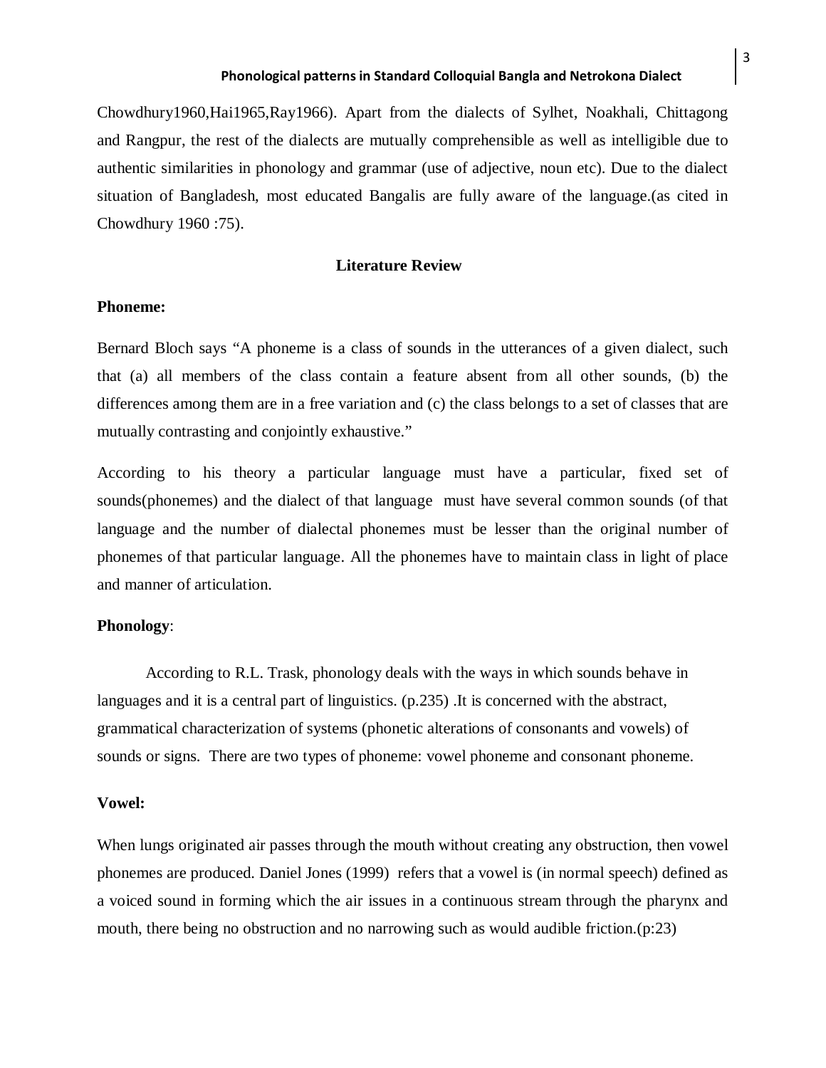Chowdhury1960,Hai1965,Ray1966). Apart from the dialects of Sylhet, Noakhali, Chittagong and Rangpur, the rest of the dialects are mutually comprehensible as well as intelligible due to authentic similarities in phonology and grammar (use of adjective, noun etc). Due to the dialect situation of Bangladesh, most educated Bangalis are fully aware of the language.(as cited in Chowdhury 1960 :75).

## Literature Review

**Phoneme:**

Bernard Bloch says "A phoneme is a class of sounds in the utterances of a given dialect, such that (a) all members of the class contain a feature absent from all other sounds, (b) the differences among them are in a free variation and (c) the class belongs to a set of classes that are mutually contrasting and conjointly exhaustive."

According to his theory a particular language must have a particular, fixed set of sounds(phonemes) and the dialect of that language must have several common sounds (of that language and the number of dialectal phonemes must be lesser than the original number of phonemes of that particular language. All the phonemes have to maintain class in light of place and manner of articulation.

**Phonology**:

According to R.L. Trask, phonology deals with the ways in which sounds behave in languages and it is a central part of linguistics. (p.235) .It is concerned with the abstract, grammatical characterization of systems (phonetic alterations of consonants and vowels) of sounds or signs. There are two types of phoneme: vowel phoneme and consonant phoneme.

**Vowel:**

When lungs originated air passes through the mouth without creating any obstruction, then vowel phonemes are produced. Daniel Jones (1999) refers that a vowel is (in normal speech) defined as a voiced sound in forming which the air issues in a continuous stream through the pharynx and mouth, there being no obstruction and no narrowing such as would audible friction.(p:23)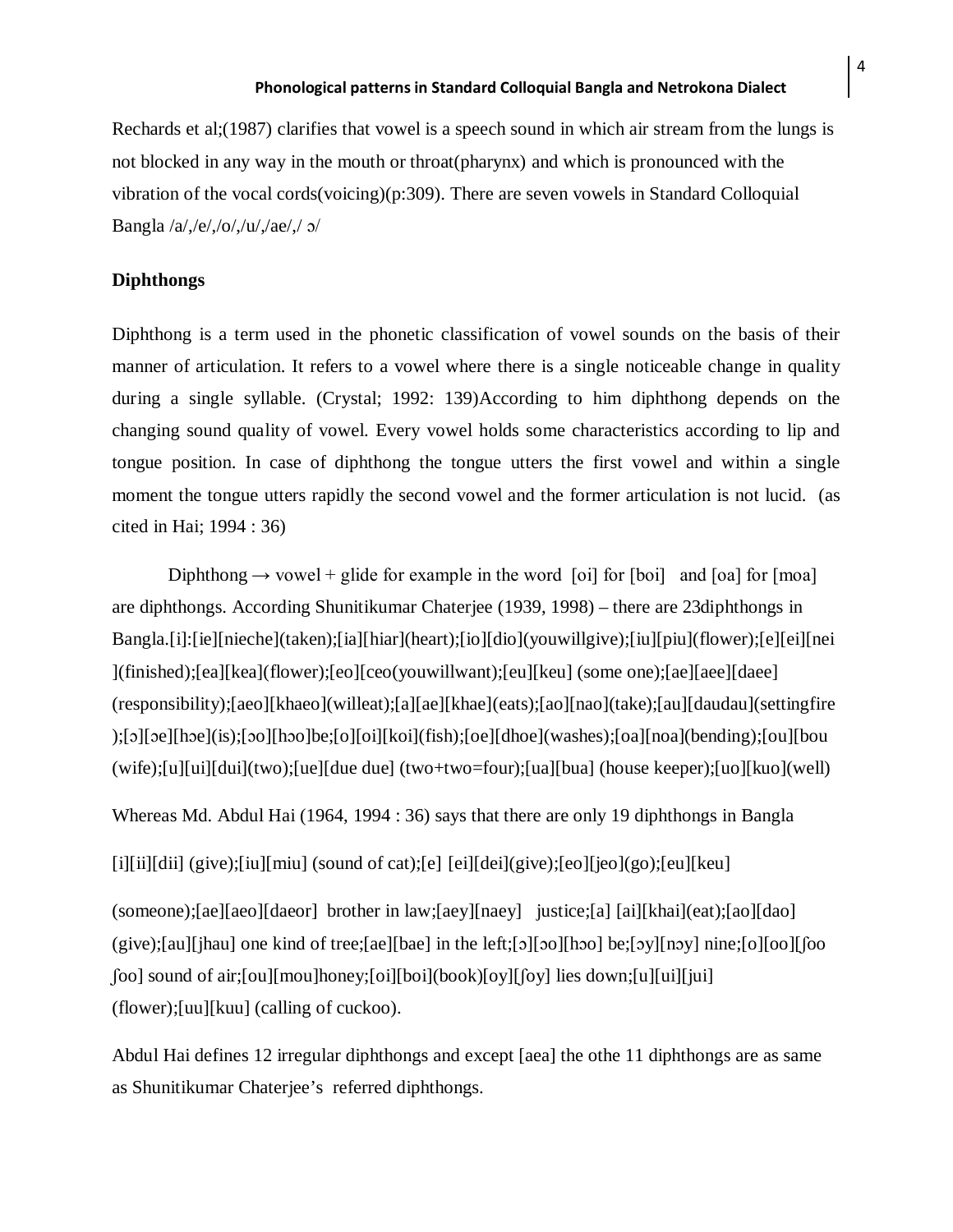Rechards et al;(1987) clarifies that vowel is a speech sound in which air stream from the lungs is not blocked in any way in the mouth or throat(pharynx) and which is pronounced with the vibration of the vocal cords(voicing)(p:309). There are seven vowels in Standard Colloquial Bangla /a/,/e/,/o/,/u/,/ae/,/ ɔ/

**Diphthongs**

Diphthong is a term used in the phonetic classification of vowel sounds on the basis of their manner of articulation. It refers to a vowel where there is a single noticeable change in quality during a single syllable. (Crystal; 1992: 139)According to him diphthong depends on the changing sound quality of vowel. Every vowel holds some characteristics according to lip and tongue position. In case of diphthong the tongue utters the first vowel and within a single moment the tongue utters rapidly the second vowel and the former articulation is not lucid. (as cited in Hai; 1994 : 36)

Diphthong → vowel + glide for example in the word [oi] for [boi] and [oa] for [moa] are diphthongs. According Shunitikumar Chaterjee (1939, 1998) – there are 23diphthongs in Bangla.[i]:[ie][nieche](taken);[ia][hiar](heart);[io][dio](youwillgive);[iu][piu](flower);[e][ei][nei](finished);[ea][kea](flower);[eo][ceo(youwillwant);[eu][keu] (some one);[ae][aee][daee] (responsibility);[aeo][khaeo](willeat);[a][ae][khae](eats);[ao][nao](take);[au][daudau](settingfire);[ɔ][ɔe][hɔe](is);[ɔo][hɔo]be;[o][oi][koi](fish);[oe][dhoe](washes);[oa][noa](bending);[ou][bou (wife);[u][ui][dui](two);[ue][due due] (two+two=four);[ua][bua] (house keeper);[uo][kuo](well)

Whereas Md. Abdul Hai (1964, 1994 : 36) says that there are only 19 diphthongs in Bangla

[i][ii][dii] (give);[iu][miu] (sound of cat);[e] [ei][dei](give);[eo][jeo](go);[eu][keu]

(someone);[ae][aeo][daeor] brother in law;[aey][naey] justice;[a] [ai][khai](eat);[ao][dao] (give);[au][jhau] one kind of tree;[ae][bae] in the left;[ɔ][ɔo][hɔo] be;[ɔy][nɔy] nine;[o][oo][ʃoo ʃoo] sound of air;[ou][mou]honey;[oi][boi](book)[oy][ʃoy] lies down;[u][ui][jui] (flower);[uu][kuu] (calling of cuckoo).

Abdul Hai defines 12 irregular diphthongs and except [aea] the othe 11 diphthongs are as same as Shunitikumar Chaterjee's referred diphthongs.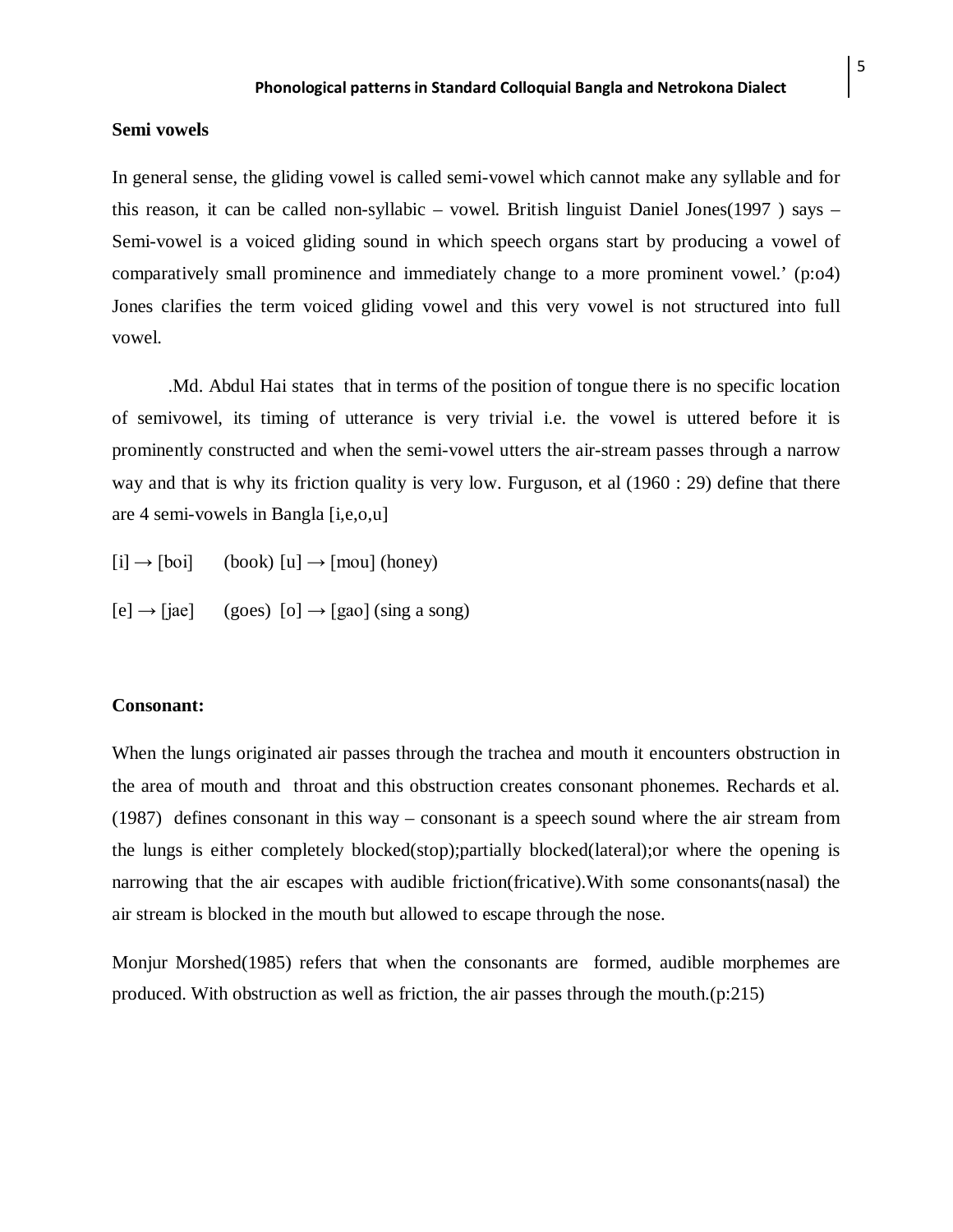**Semi vowels**

In general sense, the gliding vowel is called semi-vowel which cannot make any syllable and for this reason, it can be called non-syllabic – vowel. British linguist Daniel Jones(1997 ) says – Semi-vowel is a voiced gliding sound in which speech organs start by producing a vowel of comparatively small prominence and immediately change to a more prominent vowel.' (p:o4) Jones clarifies the term voiced gliding vowel and this very vowel is not structured into full vowel.

.Md. Abdul Hai states that in terms of the position of tongue there is no specific location of semivowel, its timing of utterance is very trivial i.e. the vowel is uttered before it is prominently constructed and when the semi-vowel utters the air-stream passes through a narrow way and that is why its friction quality is very low. Furguson, et al (1960 : 29) define that there are 4 semi-vowels in Bangla [i,e,o,u]

[i] → [boi] (book) [u] → [mou] (honey)

[e] → [jae] (goes) [o] → [gao] (sing a song)

**Consonant:**

When the lungs originated air passes through the trachea and mouth it encounters obstruction in the area of mouth and throat and this obstruction creates consonant phonemes. Rechards et al. (1987) defines consonant in this way – consonant is a speech sound where the air stream from the lungs is either completely blocked(stop);partially blocked(lateral);or where the opening is narrowing that the air escapes with audible friction(fricative).With some consonants(nasal) the air stream is blocked in the mouth but allowed to escape through the nose.

Monjur Morshed(1985) refers that when the consonants are formed, audible morphemes are produced. With obstruction as well as friction, the air passes through the mouth.(p:215)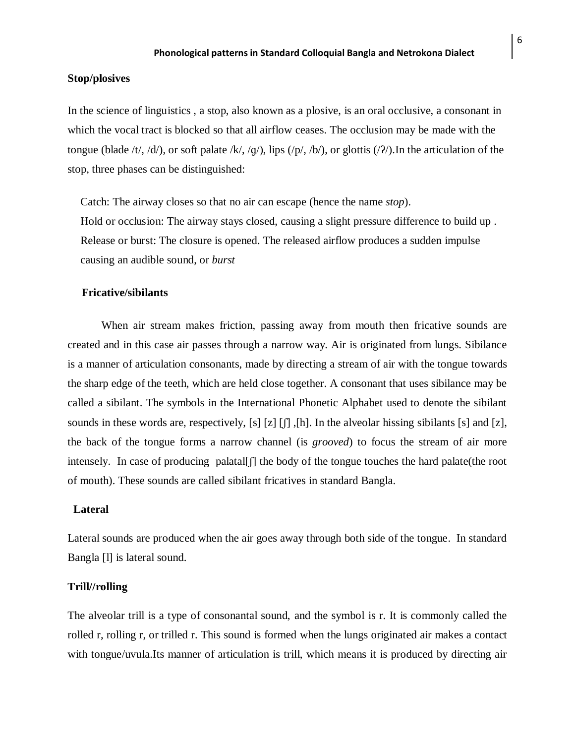**Stop/plosives**

In the science of linguistics , a stop, also known as a plosive, is an oral occlusive, a consonant in which the vocal tract is blocked so that all airflow ceases. The occlusion may be made with the tongue (blade /t/, /d/), or soft palate /k/, /g/), lips (/p/, /b/), or glottis (/ʔ/).In the articulation of the stop, three phases can be distinguished:

Catch: The airway closes so that no air can escape (hence the name *stop*).
Hold or occlusion: The airway stays closed, causing a slight pressure difference to build up .
Release or burst: The closure is opened. The released airflow produces a sudden impulse causing an audible sound, or *burst*

**Fricative/sibilants**

When air stream makes friction, passing away from mouth then fricative sounds are created and in this case air passes through a narrow way. Air is originated from lungs. Sibilance is a manner of articulation consonants, made by directing a stream of air with the tongue towards the sharp edge of the teeth, which are held close together. A consonant that uses sibilance may be called a sibilant. The symbols in the International Phonetic Alphabet used to denote the sibilant sounds in these words are, respectively, [s] [z] [ʃ] ,[h]. In the alveolar hissing sibilants [s] and [z], the back of the tongue forms a narrow channel (is *grooved*) to focus the stream of air more intensely. In case of producing palatal[ʃ] the body of the tongue touches the hard palate(the root of mouth). These sounds are called sibilant fricatives in standard Bangla.

**Lateral**

Lateral sounds are produced when the air goes away through both side of the tongue. In standard Bangla [l] is lateral sound.

**Trill//rolling**

The alveolar trill is a type of consonantal sound, and the symbol is r. It is commonly called the rolled r, rolling r, or trilled r. This sound is formed when the lungs originated air makes a contact with tongue/uvula.Its manner of articulation is trill, which means it is produced by directing air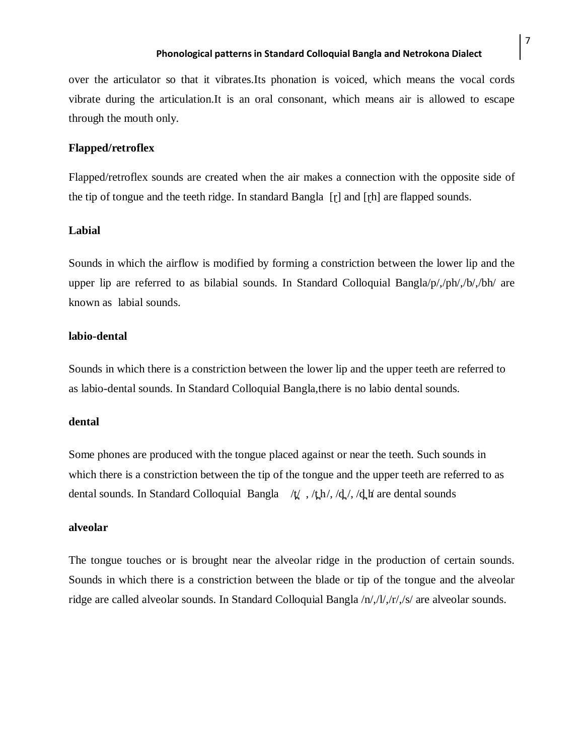over the articulator so that it vibrates.Its phonation is voiced, which means the vocal cords vibrate during the articulation.It is an oral consonant, which means air is allowed to escape through the mouth only.

**Flapped/retroflex**

Flapped/retroflex sounds are created when the air makes a connection with the opposite side of the tip of tongue and the teeth ridge. In standard Bangla [ɽ] and [ɽh] are flapped sounds.

**Labial**

Sounds in which the airflow is modified by forming a constriction between the lower lip and the upper lip are referred to as bilabial sounds. In Standard Colloquial Bangla/p/,/ph/,/b/,/bh/ are known as labial sounds.

**labio-dental**

Sounds in which there is a constriction between the lower lip and the upper teeth are referred to as labio-dental sounds. In Standard Colloquial Bangla,there is no labio dental sounds.

**dental**

Some phones are produced with the tongue placed against or near the teeth. Such sounds in which there is a constriction between the tip of the tongue and the upper teeth are referred to as dental sounds. In Standard Colloquial Bangla /t̪/ , /t̪h/, /d̪/, /d̪h/ are dental sounds

**alveolar**

The tongue touches or is brought near the alveolar ridge in the production of certain sounds. Sounds in which there is a constriction between the blade or tip of the tongue and the alveolar ridge are called alveolar sounds. In Standard Colloquial Bangla /n/,/l/,/r/,/s/ are alveolar sounds.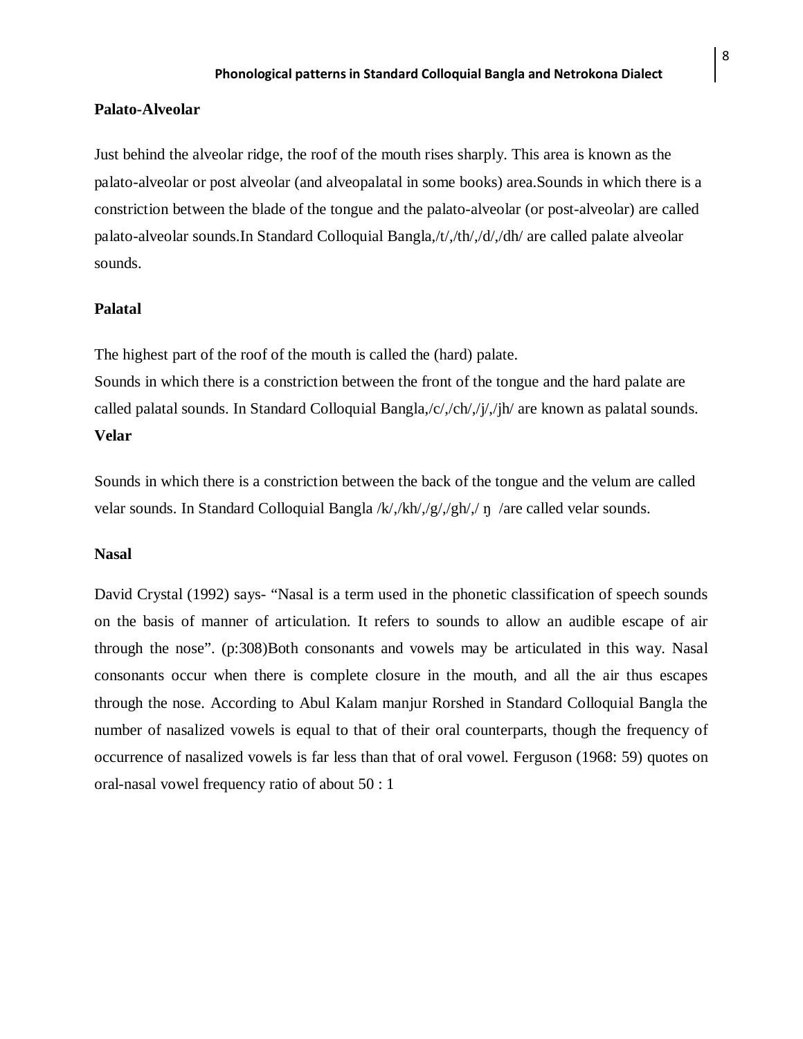**Palato-Alveolar**

Just behind the alveolar ridge, the roof of the mouth rises sharply. This area is known as the palato-alveolar or post alveolar (and alveopalatal in some books) area.Sounds in which there is a constriction between the blade of the tongue and the palato-alveolar (or post-alveolar) are called palato-alveolar sounds.In Standard Colloquial Bangla,/t/,/th/,/d/,/dh/ are called palate alveolar sounds.

**Palatal**

The highest part of the roof of the mouth is called the (hard) palate.
Sounds in which there is a constriction between the front of the tongue and the hard palate are called palatal sounds. In Standard Colloquial Bangla,/c/,/ch/,/j/,/jh/ are known as palatal sounds.

**Velar**

Sounds in which there is a constriction between the back of the tongue and the velum are called velar sounds. In Standard Colloquial Bangla /k/,/kh/,/g/,/gh/,/ ŋ /are called velar sounds.

**Nasal**

David Crystal (1992) says- "Nasal is a term used in the phonetic classification of speech sounds on the basis of manner of articulation. It refers to sounds to allow an audible escape of air through the nose". (p:308)Both consonants and vowels may be articulated in this way. Nasal consonants occur when there is complete closure in the mouth, and all the air thus escapes through the nose. According to Abul Kalam manjur Rorshed in Standard Colloquial Bangla the number of nasalized vowels is equal to that of their oral counterparts, though the frequency of occurrence of nasalized vowels is far less than that of oral vowel. Ferguson (1968: 59) quotes on oral-nasal vowel frequency ratio of about 50 : 1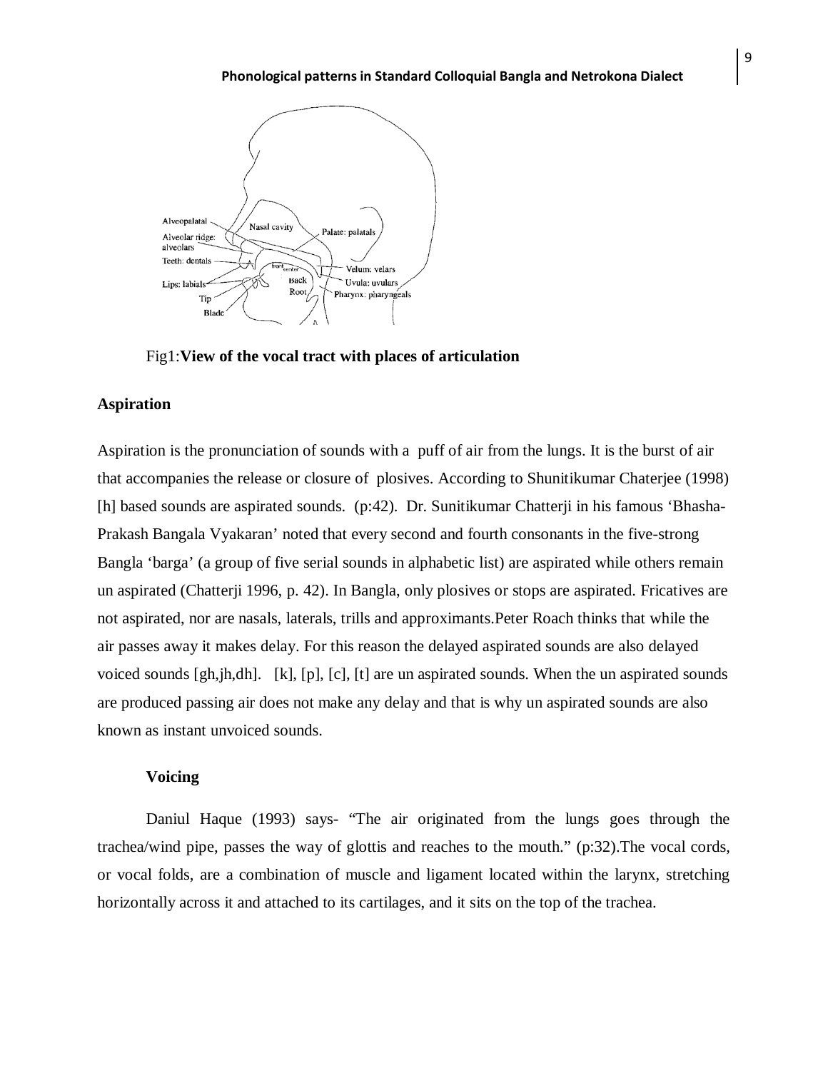Fig1:**View of the vocal tract with places of articulation**

## Aspiration

Aspiration is the pronunciation of sounds with a puff of air from the lungs. It is the burst of air that accompanies the release or closure of plosives. According to Shunitikumar Chaterjee (1998) [h] based sounds are aspirated sounds. (p:42). Dr. Sunitikumar Chatterji in his famous 'Bhasha-Prakash Bangala Vyakaran' noted that every second and fourth consonants in the five-strong Bangla 'barga' (a group of five serial sounds in alphabetic list) are aspirated while others remain un aspirated (Chatterji 1996, p. 42). In Bangla, only plosives or stops are aspirated. Fricatives are not aspirated, nor are nasals, laterals, trills and approximants.Peter Roach thinks that while the air passes away it makes delay. For this reason the delayed aspirated sounds are also delayed voiced sounds [gh,jh,dh]. [k], [p], [c], [t] are un aspirated sounds. When the un aspirated sounds are produced passing air does not make any delay and that is why un aspirated sounds are also known as instant unvoiced sounds.

## Voicing

Daniul Haque (1993) says- "The air originated from the lungs goes through the trachea/wind pipe, passes the way of glottis and reaches to the mouth." (p:32).The vocal cords, or vocal folds, are a combination of muscle and ligament located within the larynx, stretching horizontally across it and attached to its cartilages, and it sits on the top of the trachea.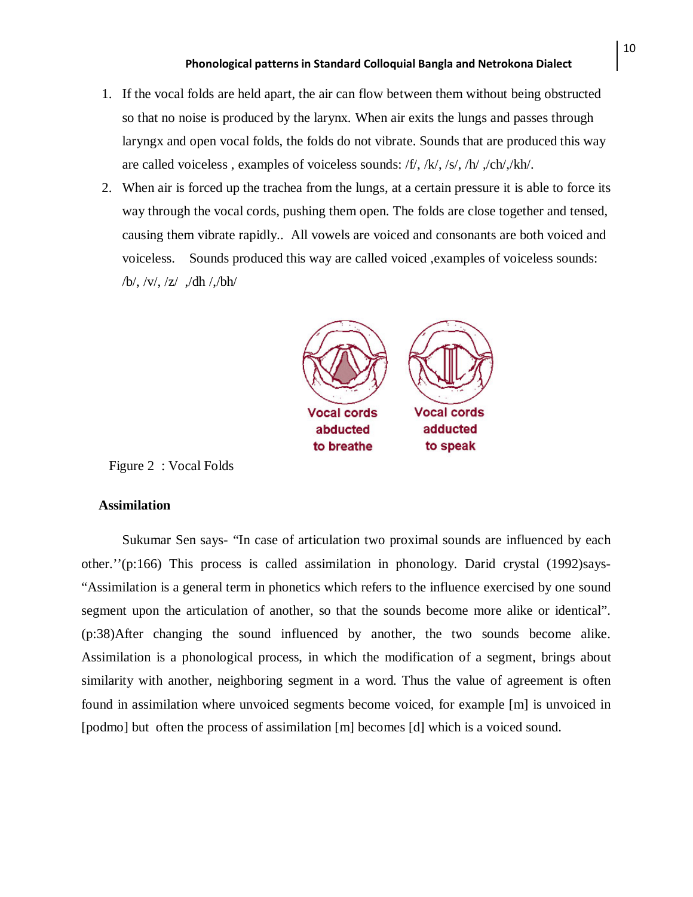1. If the vocal folds are held apart, the air can flow between them without being obstructed so that no noise is produced by the larynx. When air exits the lungs and passes through laryngx and open vocal folds, the folds do not vibrate. Sounds that are produced this way are called voiceless , examples of voiceless sounds: /f/, /k/, /s/, /h/ ,/ch/,/kh/.
2. When air is forced up the trachea from the lungs, at a certain pressure it is able to force its way through the vocal cords, pushing them open. The folds are close together and tensed, causing them vibrate rapidly.. All vowels are voiced and consonants are both voiced and voiceless. Sounds produced this way are called voiced ,examples of voiceless sounds: /b/, /v/, /z/ ,/dh /,/bh/

Vocal cords abducted to breathe

Vocal cords adducted to speak

Figure 2 : Vocal Folds

**Assimilation**

Sukumar Sen says- "In case of articulation two proximal sounds are influenced by each other.''(p:166) This process is called assimilation in phonology. Darid crystal (1992)says- "Assimilation is a general term in phonetics which refers to the influence exercised by one sound segment upon the articulation of another, so that the sounds become more alike or identical". (p:38)After changing the sound influenced by another, the two sounds become alike. Assimilation is a phonological process, in which the modification of a segment, brings about similarity with another, neighboring segment in a word. Thus the value of agreement is often found in assimilation where unvoiced segments become voiced, for example [m] is unvoiced in [podmo] but often the process of assimilation [m] becomes [d] which is a voiced sound.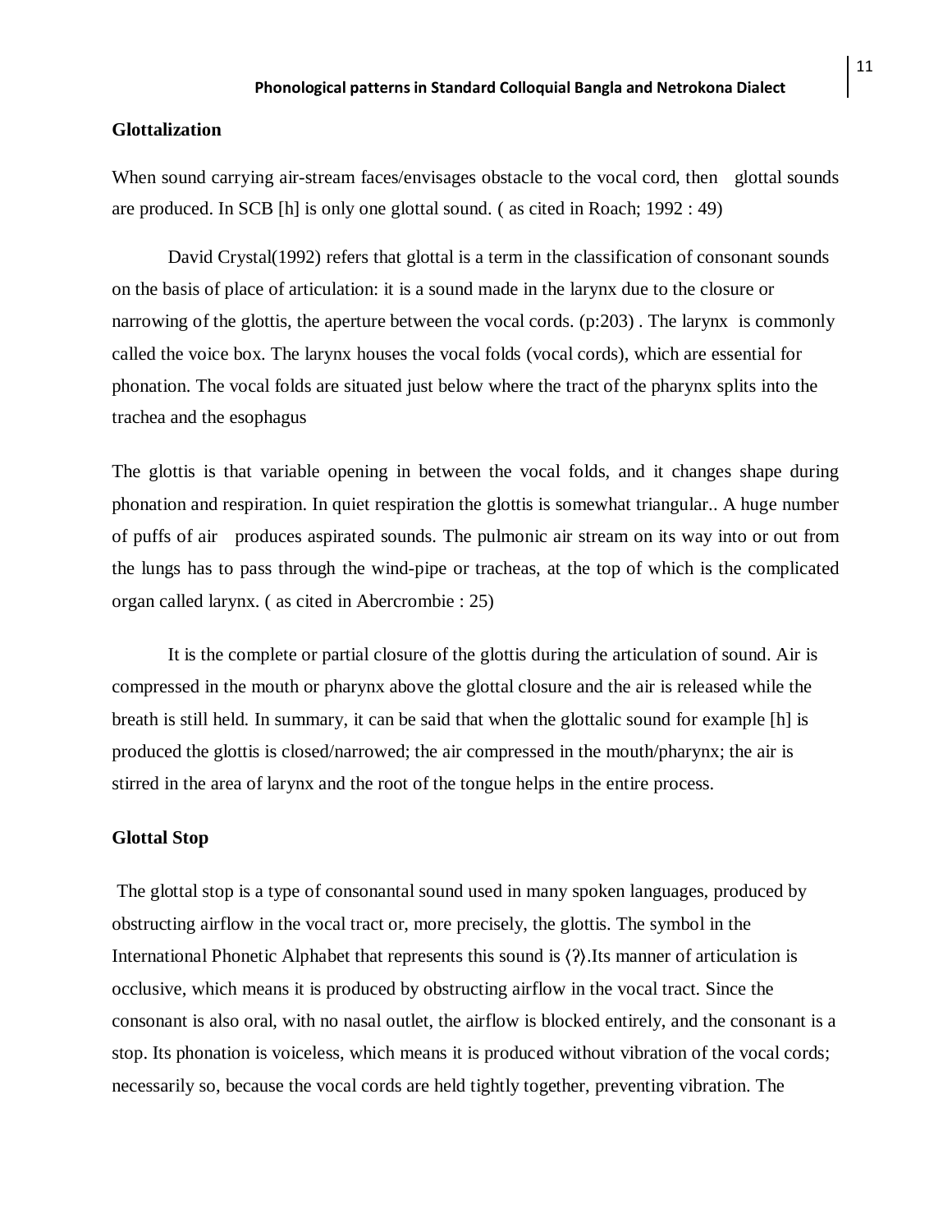## Glottalization

When sound carrying air-stream faces/envisages obstacle to the vocal cord, then glottal sounds are produced. In SCB [h] is only one glottal sound. ( as cited in Roach; 1992 : 49)

David Crystal(1992) refers that glottal is a term in the classification of consonant sounds on the basis of place of articulation: it is a sound made in the larynx due to the closure or narrowing of the glottis, the aperture between the vocal cords. (p:203) . The larynx is commonly called the voice box. The larynx houses the vocal folds (vocal cords), which are essential for phonation. The vocal folds are situated just below where the tract of the pharynx splits into the trachea and the esophagus

The glottis is that variable opening in between the vocal folds, and it changes shape during phonation and respiration. In quiet respiration the glottis is somewhat triangular.. A huge number of puffs of air produces aspirated sounds. The pulmonic air stream on its way into or out from the lungs has to pass through the wind-pipe or tracheas, at the top of which is the complicated organ called larynx. ( as cited in Abercrombie : 25)

It is the complete or partial closure of the glottis during the articulation of sound. Air is compressed in the mouth or pharynx above the glottal closure and the air is released while the breath is still held. In summary, it can be said that when the glottalic sound for example [h] is produced the glottis is closed/narrowed; the air compressed in the mouth/pharynx; the air is stirred in the area of larynx and the root of the tongue helps in the entire process.

## Glottal Stop

The glottal stop is a type of consonantal sound used in many spoken languages, produced by obstructing airflow in the vocal tract or, more precisely, the glottis. The symbol in the International Phonetic Alphabet that represents this sound is ⟨ʔ⟩.Its manner of articulation is occlusive, which means it is produced by obstructing airflow in the vocal tract. Since the consonant is also oral, with no nasal outlet, the airflow is blocked entirely, and the consonant is a stop. Its phonation is voiceless, which means it is produced without vibration of the vocal cords; necessarily so, because the vocal cords are held tightly together, preventing vibration. The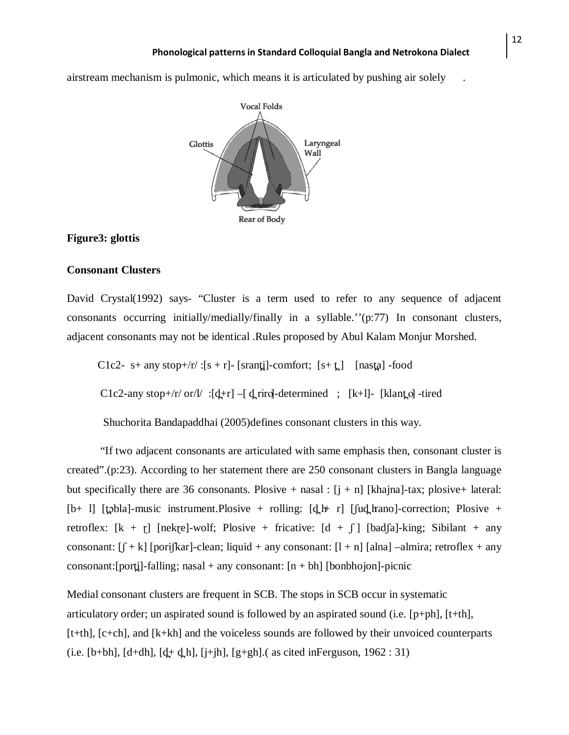airstream mechanism is pulmonic, which means it is articulated by pushing air solely .

**Figure3: glottis**

**Consonant Clusters**

David Crystal(1992) says- “Cluster is a term used to refer to any sequence of adjacent consonants occurring initially/medially/finally in a syllable.’’(p:77) In consonant clusters, adjacent consonants may not be identical .Rules proposed by Abul Kalam Monjur Morshed.

C1c2- s+ any stop+/r/ :[s + r]- [sranti̪]-comfort; [s+ t̪ ] [nast̪a] -food

C1c2-any stop+/r/ or/l/ :[d̪+r] –[ d̪ riro]-determined ; [k+l]- [klant̪o] -tired

Shuchorita Bandapaddhai (2005)defines consonant clusters in this way.

“If two adjacent consonants are articulated with same emphasis then, consonant cluster is created”.(p:23). According to her statement there are 250 consonant clusters in Bangla language but specifically there are 36 consonants. Plosive + nasal : [j + n] [khajna]-tax; plosive+ lateral: [b+ l] [t̪ɔbla]-music instrument.Plosive + rolling: [d̪ h+ r] [ʃud̪ hrano]-correction; Plosive + retroflex: [k + ɽ] [nekɽe]-wolf; Plosive + fricative: [d + ʃ ] [badʃa]-king; Sibilant + any consonant: [ʃ + k] [poriʃkar]-clean; liquid + any consonant: [l + n] [alna] –almira; retroflex + any consonant:[porti̪]-falling; nasal + any consonant: [n + bh] [bonbhojon]-picnic

Medial consonant clusters are frequent in SCB. The stops in SCB occur in systematic articulatory order; un aspirated sound is followed by an aspirated sound (i.e. [p+ph], [t+th], [t+th], [c+ch], and [k+kh] and the voiceless sounds are followed by their unvoiced counterparts (i.e. [b+bh], [d+dh], [d̪+ d̪ h], [j+jh], [g+gh].( as cited inFerguson, 1962 : 31)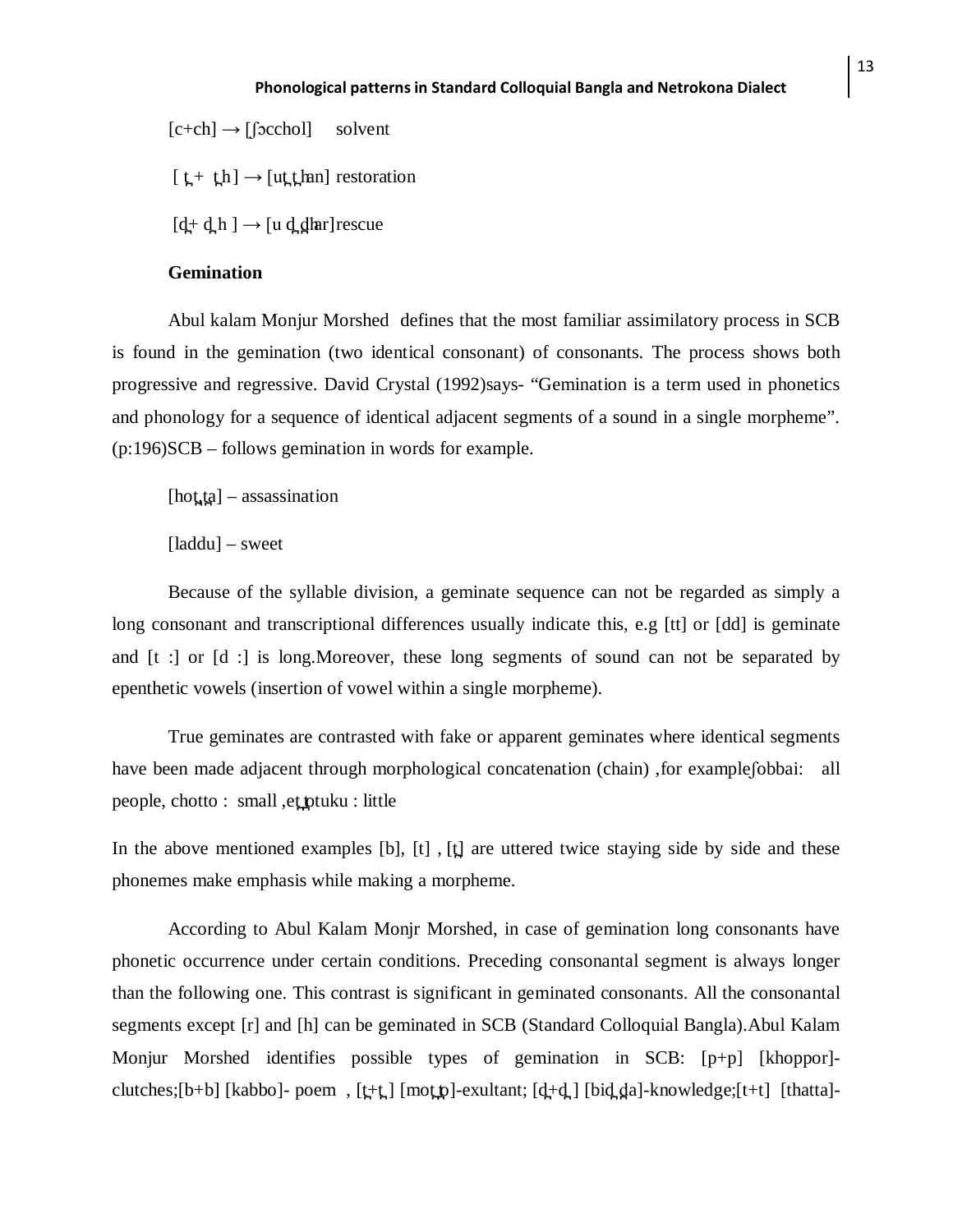[c+ch] → [ʃɔcchol]     solvent

[ t̪ +  t̪ h ] → [ut̪ t̪han] restoration

[d̪+ d̪ h ] → [u d̪ d̪har]rescue

**Gemination**

Abul kalam Monjur Morshed  defines that the most familiar assimilatory process in SCB is found in the gemination (two identical consonant) of consonants. The process shows both progressive and regressive. David Crystal (1992)says- "Gemination is a term used in phonetics and phonology for a sequence of identical adjacent segments of a sound in a single morpheme". (p:196)SCB – follows gemination in words for example.

[hot̪t̪a] – assassination

[laddu] – sweet

Because of the syllable division, a geminate sequence can not be regarded as simply a long consonant and transcriptional differences usually indicate this, e.g [tt] or [dd] is geminate and [t :] or [d :] is long.Moreover, these long segments of sound can not be separated by epenthetic vowels (insertion of vowel within a single morpheme).

True geminates are contrasted with fake or apparent geminates where identical segments have been made adjacent through morphological concatenation (chain) ,for exampleʃobbai:   all people, chotto :  small ,et̪t̪otuku : little

In the above mentioned examples [b], [t] , [t̪] are uttered twice staying side by side and these phonemes make emphasis while making a morpheme.

According to Abul Kalam Monjr Morshed, in case of gemination long consonants have phonetic occurrence under certain conditions. Preceding consonantal segment is always longer than the following one. This contrast is significant in geminated consonants. All the consonantal segments except [r] and [h] can be geminated in SCB (Standard Colloquial Bangla).Abul Kalam Monjur Morshed identifies possible types of gemination in SCB: [p+p] [khoppor]-clutches;[b+b] [kabbo]- poem  , [t̪+t̪ ] [mot̪t̪o]-exultant; [d̪+d̪ ] [bid̪d̪a]-knowledge;[t+t]  [thatta]-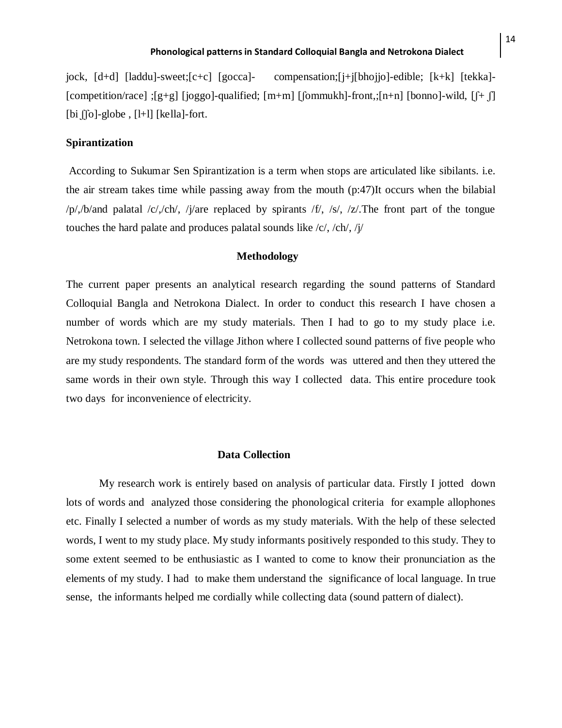jock, [d+d] [laddu]-sweet;[c+c] [gocca]- compensation;[j+j[bhojjo]-edible; [k+k] [tekka]-[competition/race] ;[g+g] [joggo]-qualified; [m+m] [ʃommukh]-front,;[n+n] [bonno]-wild, [ʃ+ ʃ] [bi ʃʃo]-globe , [l+l] [kella]-fort.

**Spirantization**

According to Sukumar Sen Spirantization is a term when stops are articulated like sibilants. i.e. the air stream takes time while passing away from the mouth (p:47)It occurs when the bilabial /p/,/b/and palatal /c/,/ch/, /j/are replaced by spirants /f/, /s/, /z/.The front part of the tongue touches the hard palate and produces palatal sounds like /c/, /ch/, /j/

**Methodology**

The current paper presents an analytical research regarding the sound patterns of Standard Colloquial Bangla and Netrokona Dialect. In order to conduct this research I have chosen a number of words which are my study materials. Then I had to go to my study place i.e. Netrokona town. I selected the village Jithon where I collected sound patterns of five people who are my study respondents. The standard form of the words was uttered and then they uttered the same words in their own style. Through this way I collected data. This entire procedure took two days for inconvenience of electricity.

**Data Collection**

My research work is entirely based on analysis of particular data. Firstly I jotted down lots of words and analyzed those considering the phonological criteria for example allophones etc. Finally I selected a number of words as my study materials. With the help of these selected words, I went to my study place. My study informants positively responded to this study. They to some extent seemed to be enthusiastic as I wanted to come to know their pronunciation as the elements of my study. I had to make them understand the significance of local language. In true sense, the informants helped me cordially while collecting data (sound pattern of dialect).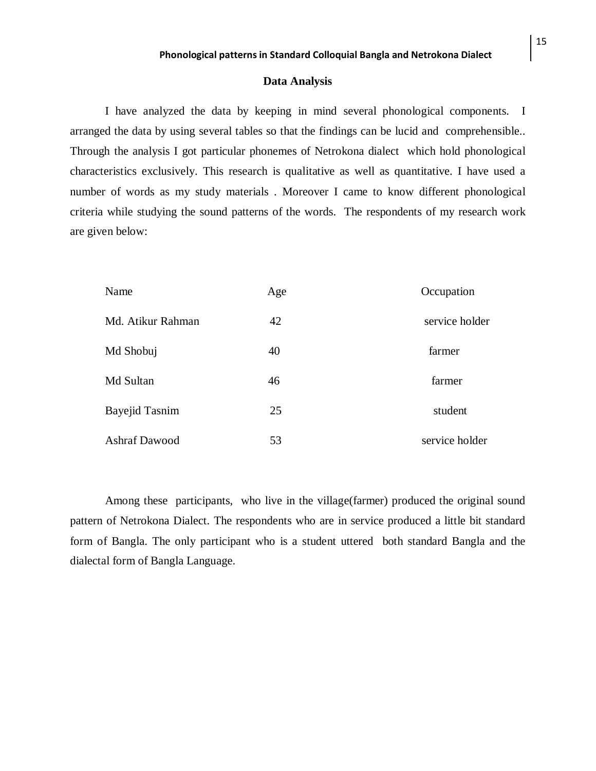## Data Analysis

I have analyzed the data by keeping in mind several phonological components. I arranged the data by using several tables so that the findings can be lucid and comprehensible.. Through the analysis I got particular phonemes of Netrokona dialect which hold phonological characteristics exclusively. This research is qualitative as well as quantitative. I have used a number of words as my study materials . Moreover I came to know different phonological criteria while studying the sound patterns of the words. The respondents of my research work are given below:

| Name | Age | Occupation |
|---|---|---|
| Md. Atikur Rahman | 42 | service holder |
| Md Shobuj | 40 | farmer |
| Md Sultan | 46 | farmer |
| Bayejid Tasnim | 25 | student |
| Ashraf Dawood | 53 | service holder |

Among these participants, who live in the village(farmer) produced the original sound pattern of Netrokona Dialect. The respondents who are in service produced a little bit standard form of Bangla. The only participant who is a student uttered both standard Bangla and the dialectal form of Bangla Language.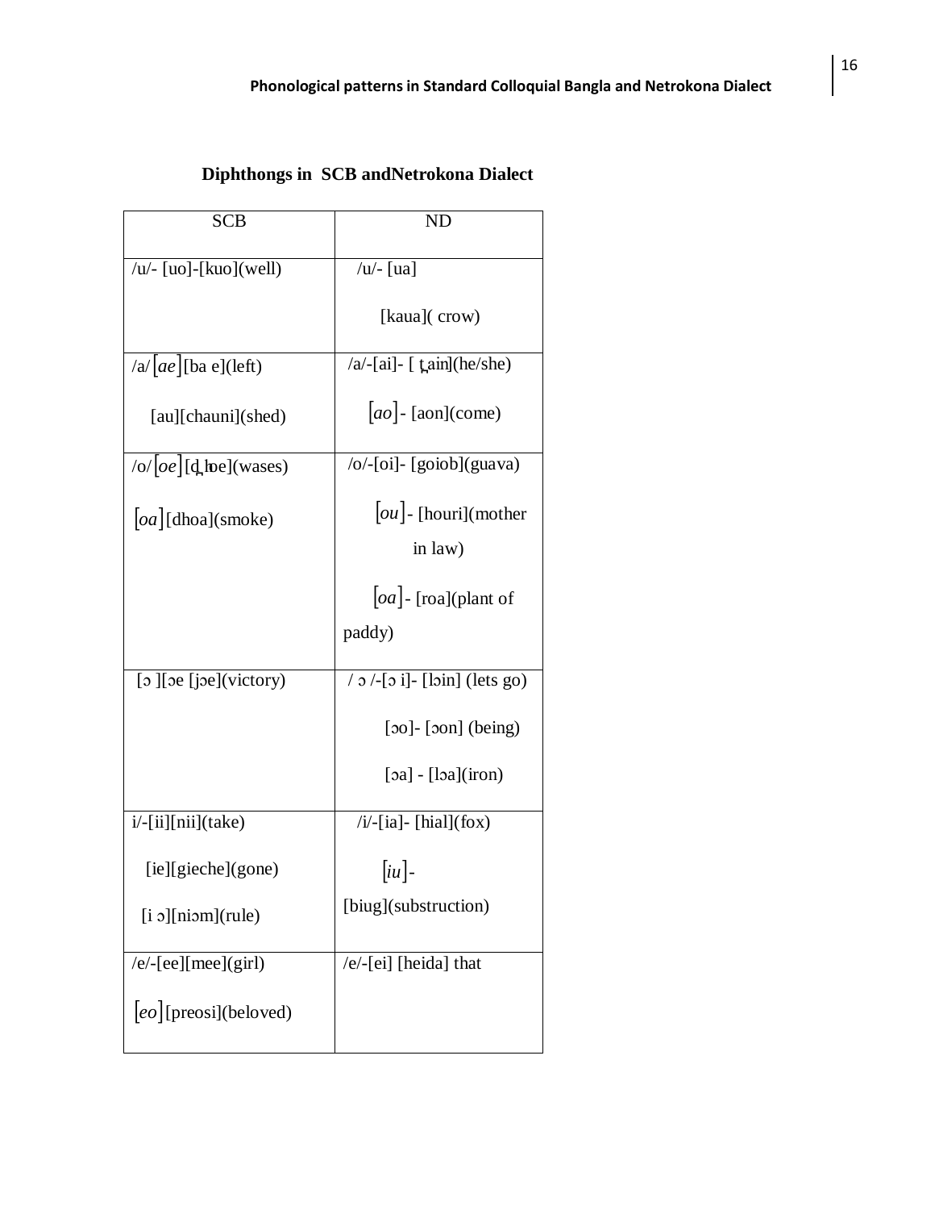**Diphthongs in SCB andNetrokona Dialect**

| SCB | ND |
|---|---|
| /u/- [uo]-[kuo](well) | /u/- [ua]<br>[kaua]( crow) |
| /a/ [ae] [ba e](left)<br>[au][chauni](shed) | /a/-[ai]- [ t̪ain](he/she)<br>[ao]- [aon](come) |
| /o/ [oe] [d̪ hoe](wases)<br>[oa] [dhoa](smoke) | /o/-[oi]- [goiob](guava)<br>[ou]- [houri](mother in law)<br>[oa]- [roa](plant of paddy) |
| [ɔ ][ɔe [jɔe](victory) | / ɔ /-[ɔ i]- [lɔin] (lets go)<br>[ɔo]- [ɔon] (being)<br>[ɔa] - [lɔa](iron) |
| i/-[ii][nii](take)<br>[ie][gieche](gone)<br>[i ɔ][niɔm](rule) | /i/-[ia]- [hial](fox)<br>[iu]- [biug](substruction) |
| /e/-[ee][mee](girl)<br>[eo] [preosi](beloved) | /e/-[ei] [heida] that |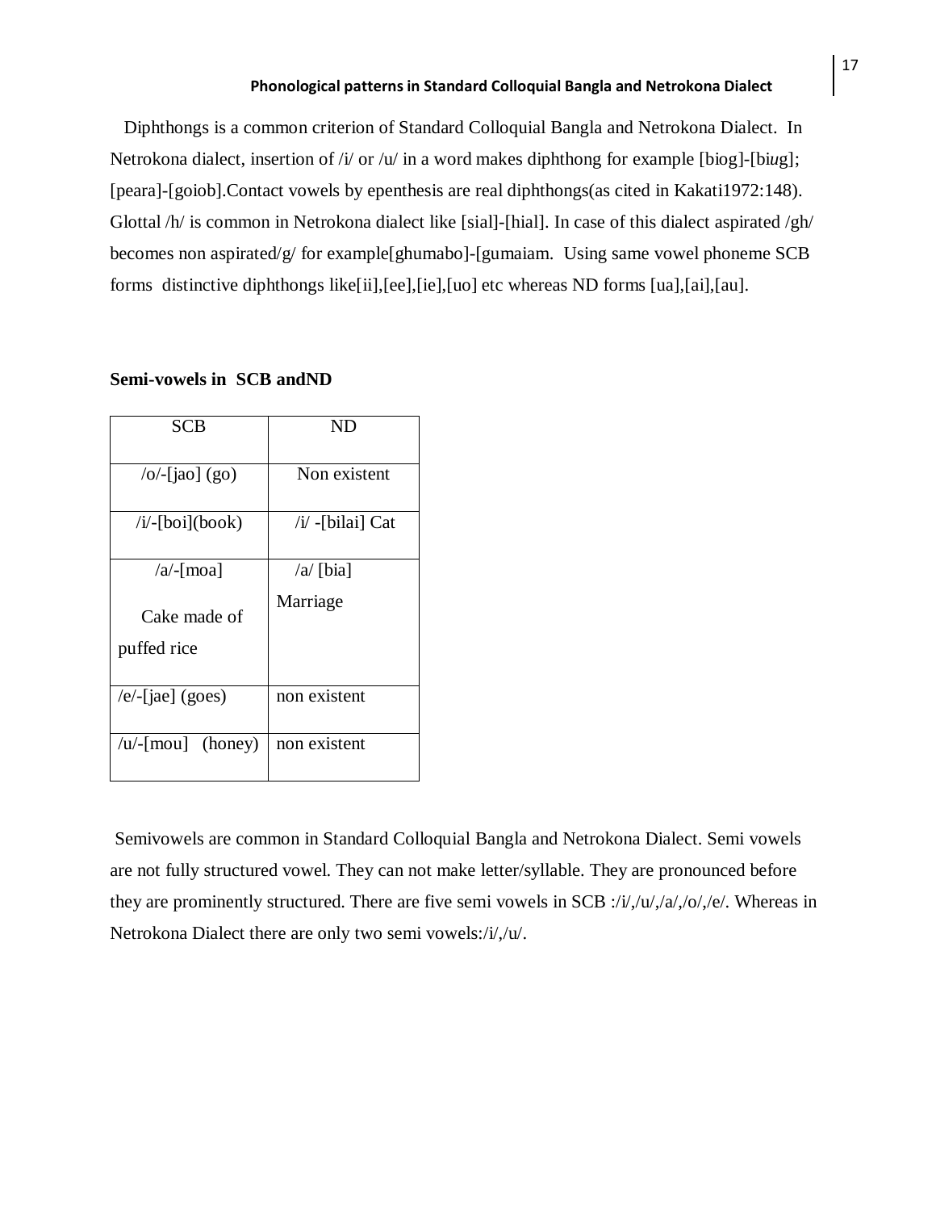Diphthongs is a common criterion of Standard Colloquial Bangla and Netrokona Dialect. In Netrokona dialect, insertion of /i/ or /u/ in a word makes diphthong for example [biog]-[bi*u*g]; [peara]-[goiob].Contact vowels by epenthesis are real diphthongs(as cited in Kakati1972:148). Glottal /h/ is common in Netrokona dialect like [sial]-[hial]. In case of this dialect aspirated /gh/ becomes non aspirated/g/ for example[ghumabo]-[gumaiam. Using same vowel phoneme SCB forms distinctive diphthongs like[ii],[ee],[ie],[uo] etc whereas ND forms [ua],[ai],[au].

**Semi-vowels in SCB andND**

| SCB | ND |
|---|---|
| /o/-[jao] (go) | Non existent |
| /i/-[boi](book) | /i/ -[bilai] Cat |
| /a/-[moa] Cake made of puffed rice | /a/ [bia] Marriage |
| /e/-[jae] (goes) | non existent |
| /u/-[mou] (honey) | non existent |

Semivowels are common in Standard Colloquial Bangla and Netrokona Dialect. Semi vowels are not fully structured vowel. They can not make letter/syllable. They are pronounced before they are prominently structured. There are five semi vowels in SCB :/i/,/u/,/a/,/o/,/e/. Whereas in Netrokona Dialect there are only two semi vowels:/i/,/u/.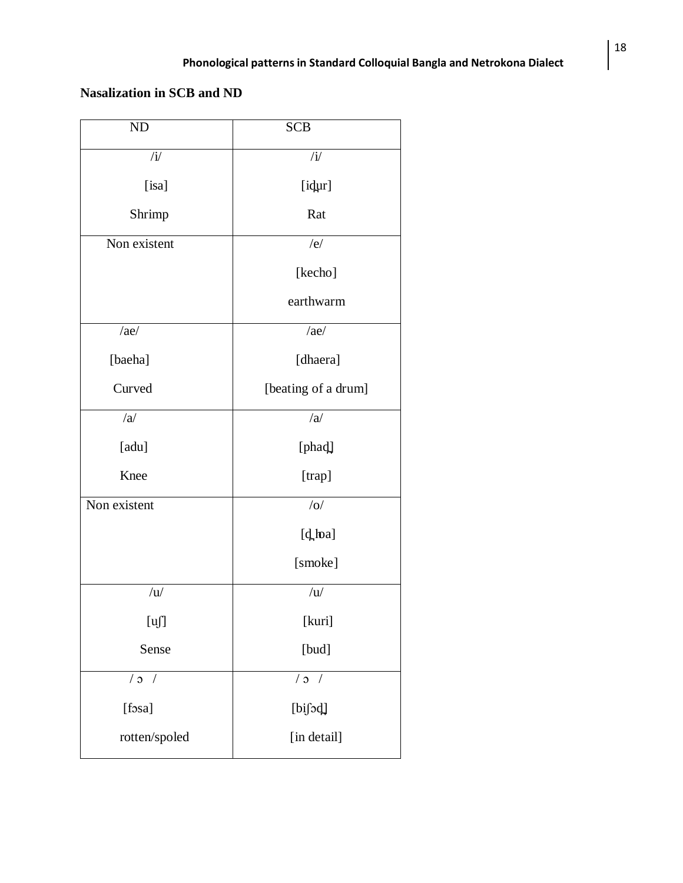**Nasalization in SCB and ND**

| ND | SCB |
|---|---|
| /i/<br>[isa]<br>Shrimp | /i/<br>[id̪ur]<br>Rat |
| Non existent | /e/<br>[kecho]<br>earthwarm |
| /ae/<br>[baeha]<br>Curved | /ae/<br>[dhaera]<br>[beating of a drum] |
| /a/<br>[adu]<br>Knee | /a/<br>[phad̪]<br>[trap] |
| Non existent | /o/<br>[d̪hoa]<br>[smoke] |
| /u/<br>[uʃ]<br>Sense | /u/<br>[kuri]<br>[bud] |
| /ɔ/<br>[fɔsa]<br>rotten/spoled | /ɔ/<br>[biʃɔd̪]<br>[in detail] |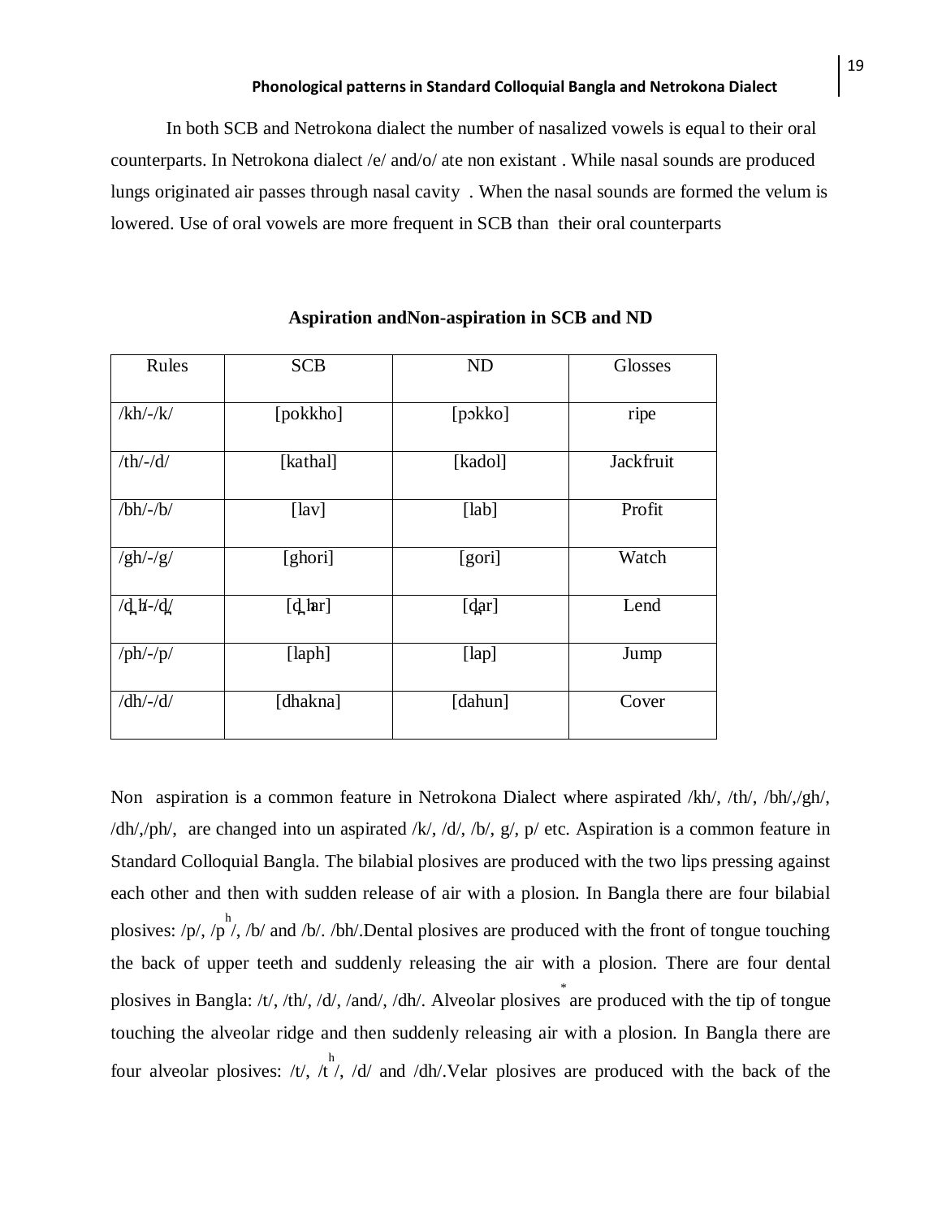In both SCB and Netrokona dialect the number of nasalized vowels is equal to their oral counterparts. In Netrokona dialect /e/ and/o/ ate non existant . While nasal sounds are produced lungs originated air passes through nasal cavity . When the nasal sounds are formed the velum is lowered. Use of oral vowels are more frequent in SCB than their oral counterparts

**Aspiration andNon-aspiration in SCB and ND**

| Rules | SCB | ND | Glosses |
|---|---|---|---|
| /kh/-/k/ | [pokkho] | [pɔkko] | ripe |
| /th/-/d/ | [kathal] | [kadol] | Jackfruit |
| /bh/-/b/ | [lav] | [lab] | Profit |
| /gh/-/g/ | [ghori] | [gori] | Watch |
| /d̪h/-/d̪/ | [d̪har] | [d̪ar] | Lend |
| /ph/-/p/ | [laph] | [lap] | Jump |
| /dh/-/d/ | [dhakna] | [dahun] | Cover |

Non aspiration is a common feature in Netrokona Dialect where aspirated /kh/, /th/, /bh/,/gh/, /dh/,/ph/, are changed into un aspirated /k/, /d/, /b/, g/, p/ etc. Aspiration is a common feature in Standard Colloquial Bangla. The bilabial plosives are produced with the two lips pressing against each other and then with sudden release of air with a plosion. In Bangla there are four bilabial plosives: /p/, /pʰ/, /b/ and /b/. /bh/.Dental plosives are produced with the front of tongue touching the back of upper teeth and suddenly releasing the air with a plosion. There are four dental plosives in Bangla: /t/, /th/, /d/, /and/, /dh/. Alveolar plosives* are produced with the tip of tongue touching the alveolar ridge and then suddenly releasing air with a plosion. In Bangla there are four alveolar plosives: /t/, /tʰ/, /d/ and /dh/.Velar plosives are produced with the back of the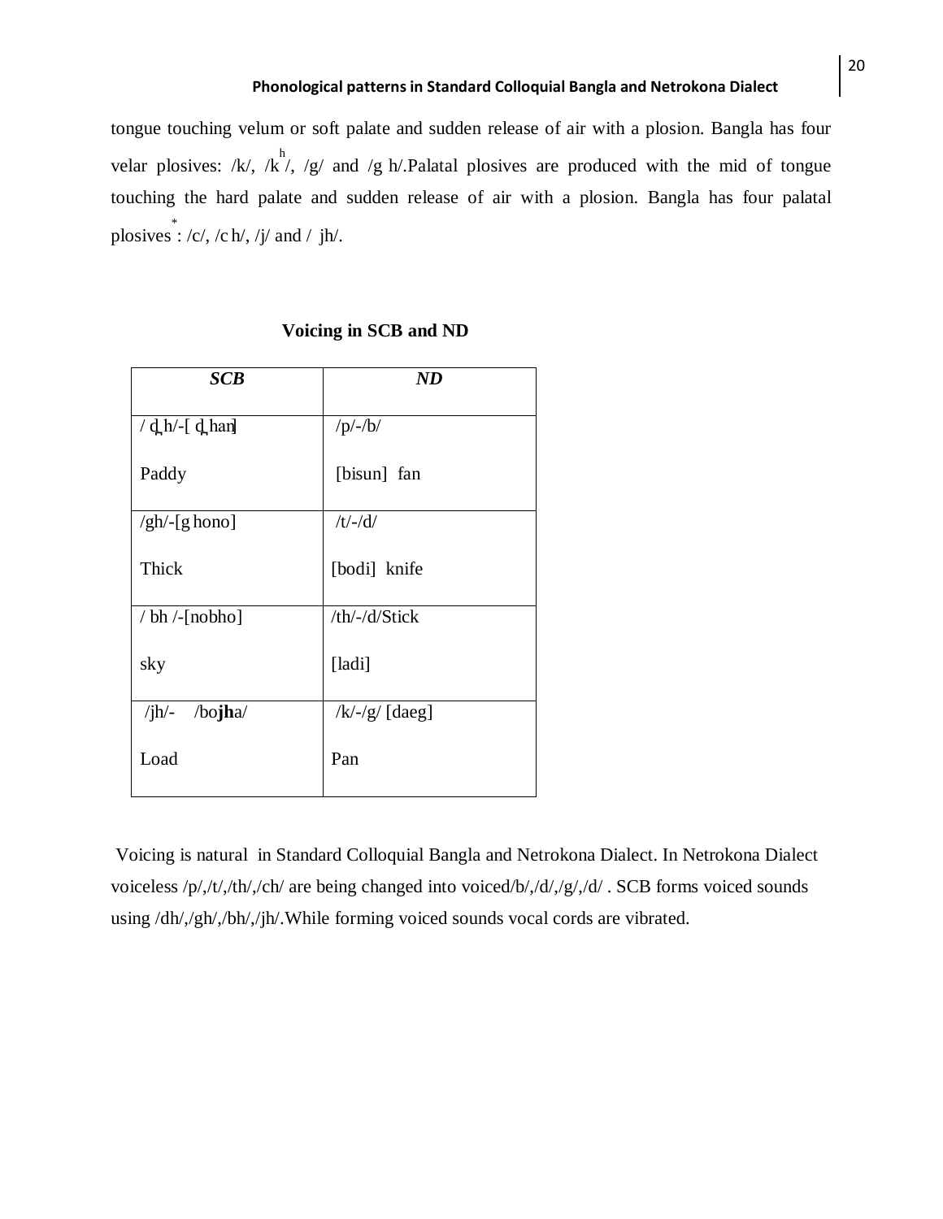tongue touching velum or soft palate and sudden release of air with a plosion. Bangla has four velar plosives: /k/, /$k^h$/, /g/ and /g h/.Palatal plosives are produced with the mid of tongue touching the hard palate and sudden release of air with a plosion. Bangla has four palatal plosives[*]: /c/, /c h/, /j/ and / jh/.

**Voicing in SCB and ND**

| ***SCB*** | ***ND*** |
|---|---|
| / d̪ h/-[ d̪ han]<br><br>Paddy | /p/-/b/<br><br>[bisun] fan |
| /gh/-[g hono]<br><br>Thick | /t/-/d/<br><br>[bodi] knife |
| / bh /-[nobho]<br><br>sky | /th/-/d/Stick<br><br>[ladi] |
| /jh/- /bo**jh**a/<br><br>Load | /k/-/g/ [daeg]<br><br>Pan |

Voicing is natural in Standard Colloquial Bangla and Netrokona Dialect. In Netrokona Dialect voiceless /p/,/t/,/th/,/ch/ are being changed into voiced/b/,/d/,/g/,/d/ . SCB forms voiced sounds using /dh/,/gh/,/bh/,/jh/.While forming voiced sounds vocal cords are vibrated.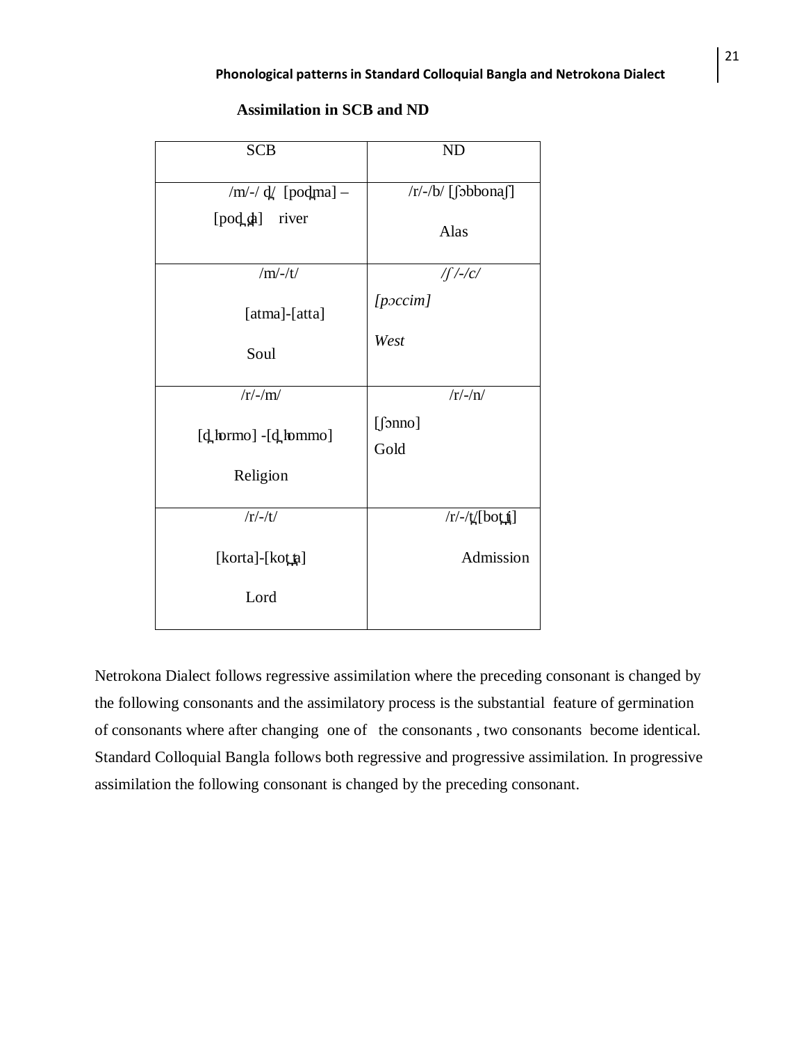**Assimilation in SCB and ND**

| SCB | ND |
|---|---|
| /m/-/ d̪/ [pod̪ma] – [pod̪ d̪a] river | /r/-/b/ [ʃɔbbonaʃ] Alas |
| /m/-/t/ [atma]-[atta] Soul | /ʃ /-/c/ *[pɔccim]* *West* |
| /r/-/m/ [d̪ hormo] -[d̪ hommo] Religion | /r/-/n/ [ʃɔnno] Gold |
| /r/-/t/ [korta]-[kot̪ t̪a] Lord | /r/-/t̪/[bot̪ t̪i] Admission |

Netrokona Dialect follows regressive assimilation where the preceding consonant is changed by the following consonants and the assimilatory process is the substantial feature of germination of consonants where after changing one of the consonants , two consonants become identical. Standard Colloquial Bangla follows both regressive and progressive assimilation. In progressive assimilation the following consonant is changed by the preceding consonant.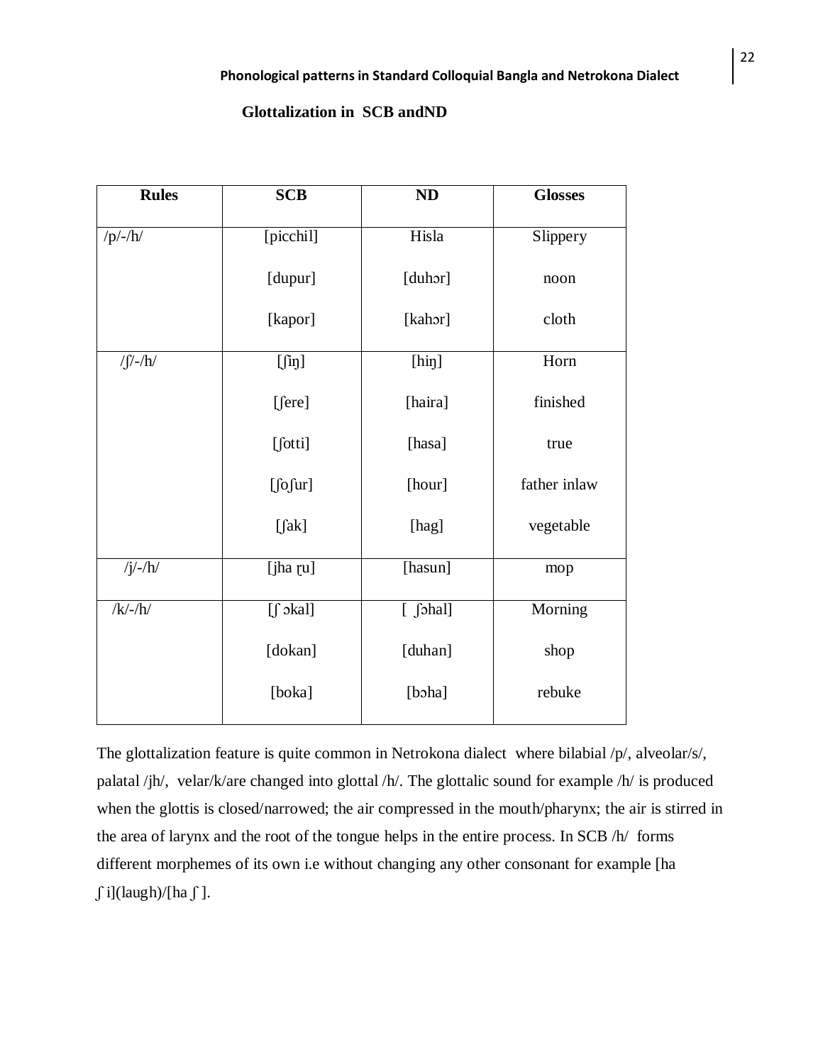### Glottalization in SCB andND

| Rules | SCB | ND | Glosses |
|---|---|---|---|
| /p/-/h/ | [picchil] | Hisla | Slippery |
| | [dupur] | [duhɔr] | noon |
| | [kapor] | [kahɔr] | cloth |
| /ʃ/-/h/ | [ʃiŋ] | [hiŋ] | Horn |
| | [ʃere] | [haira] | finished |
| | [ʃotti] | [hasa] | true |
| | [ʃoʃur] | [hour] | father inlaw |
| | [ʃak] | [hag] | vegetable |
| /j/-/h/ | [jha ɽu] | [hasun] | mop |
| /k/-/h/ | [ʃ ɔkal] | [ ʃɔhal] | Morning |
| | [dokan] | [duhan] | shop |
| | [boka] | [bɔha] | rebuke |

The glottalization feature is quite common in Netrokona dialect where bilabial /p/, alveolar/s/, palatal /jh/, velar/k/are changed into glottal /h/. The glottalic sound for example /h/ is produced when the glottis is closed/narrowed; the air compressed in the mouth/pharynx; the air is stirred in the area of larynx and the root of the tongue helps in the entire process. In SCB /h/ forms different morphemes of its own i.e without changing any other consonant for example [ha ʃ i](laugh)/[ha ʃ ].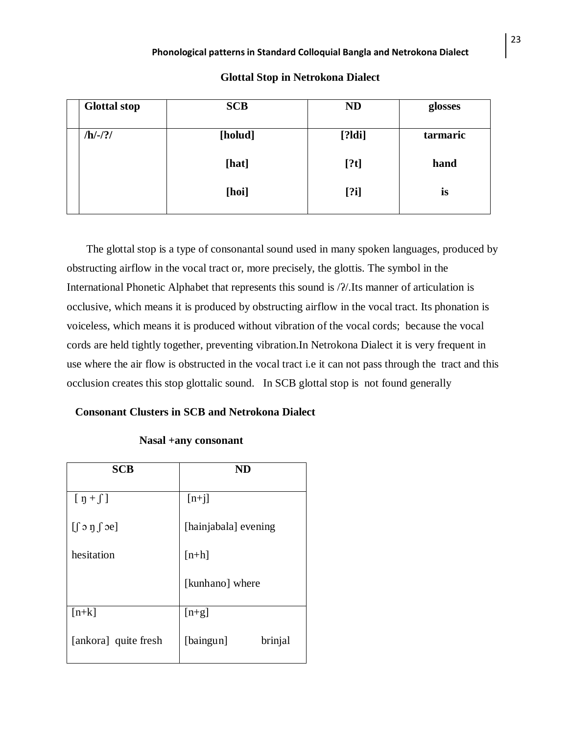### Glottal Stop in Netrokona Dialect

| | Glottal stop | SCB | ND | glosses |
|---|---|---|---|---|
| | /h/-/?/ | [holud]<br><br>[hat]<br><br>[hoi] | [?ldi]<br><br>[?t]<br><br>[?i] | tarmaric<br><br>hand<br><br>is |

The glottal stop is a type of consonantal sound used in many spoken languages, produced by obstructing airflow in the vocal tract or, more precisely, the glottis. The symbol in the International Phonetic Alphabet that represents this sound is /ʔ/.Its manner of articulation is occlusive, which means it is produced by obstructing airflow in the vocal tract. Its phonation is voiceless, which means it is produced without vibration of the vocal cords; because the vocal cords are held tightly together, preventing vibration.In Netrokona Dialect it is very frequent in use where the air flow is obstructed in the vocal tract i.e it can not pass through the tract and this occlusion creates this stop glottalic sound. In SCB glottal stop is not found generally

### Consonant Clusters in SCB and Netrokona Dialect

#### Nasal +any consonant

| SCB | ND |
|---|---|
| [ ŋ + ʃ ]<br><br>[ʃ ɔ ŋ ʃ ɔe]<br><br>hesitation | [n+j]<br><br>[hainjabala] evening<br><br>[n+h]<br><br>[kunhano] where |
| [n+k]<br><br>[ankora] quite fresh | [n+g]<br><br>[baingun] brinjal |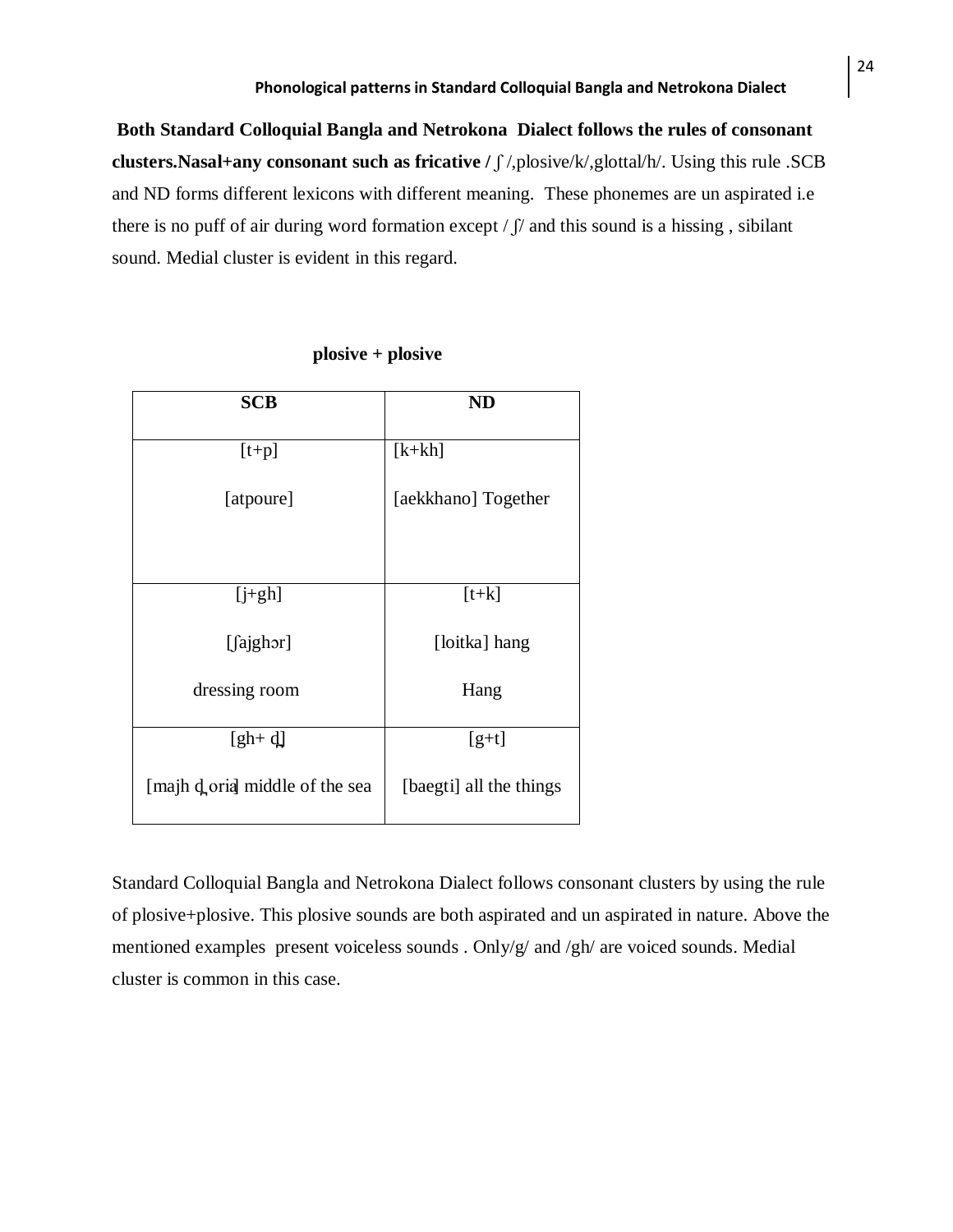**Both Standard Colloquial Bangla and Netrokona Dialect follows the rules of consonant clusters.Nasal+any consonant such as fricative /** ʃ /,plosive/k/,glottal/h/. Using this rule .SCB and ND forms different lexicons with different meaning. These phonemes are un aspirated i.e there is no puff of air during word formation except / ʃ/ and this sound is a hissing , sibilant sound. Medial cluster is evident in this regard.

**plosive + plosive**

| SCB | ND |
|---|---|
| [t+p]<br><br>[atpoure] | [k+kh]<br><br>[aekkhano] Together |
| [j+gh]<br><br>[ʃajghɔr]<br><br>dressing room | [t+k]<br><br>[loitka] hang<br><br>Hang |
| [gh+ d̪]<br><br>[majh d̪oria] middle of the sea | [g+t]<br><br>[baegti] all the things |

Standard Colloquial Bangla and Netrokona Dialect follows consonant clusters by using the rule of plosive+plosive. This plosive sounds are both aspirated and un aspirated in nature. Above the mentioned examples present voiceless sounds . Only/g/ and /gh/ are voiced sounds. Medial cluster is common in this case.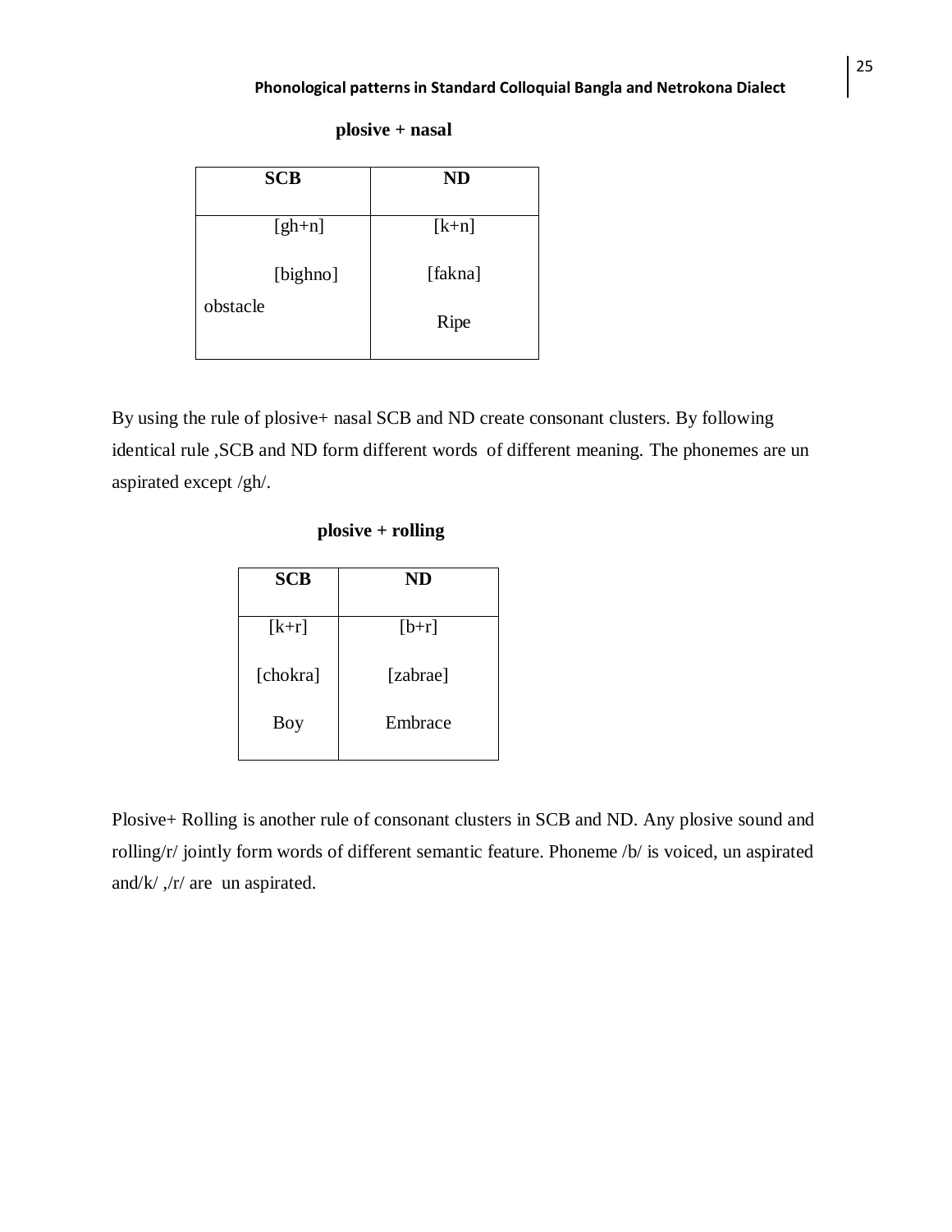**plosive + nasal**

| SCB | ND |
|---|---|
| [gh+n] | [k+n] |
| [bighno] | [fakna] |
| obstacle | Ripe |

By using the rule of plosive+ nasal SCB and ND create consonant clusters. By following identical rule ,SCB and ND form different words of different meaning. The phonemes are un aspirated except /gh/.

**plosive + rolling**

| SCB | ND |
|---|---|
| [k+r] | [b+r] |
| [chokra] | [zabrae] |
| Boy | Embrace |

Plosive+ Rolling is another rule of consonant clusters in SCB and ND. Any plosive sound and rolling/r/ jointly form words of different semantic feature. Phoneme /b/ is voiced, un aspirated and/k/ ,/r/ are un aspirated.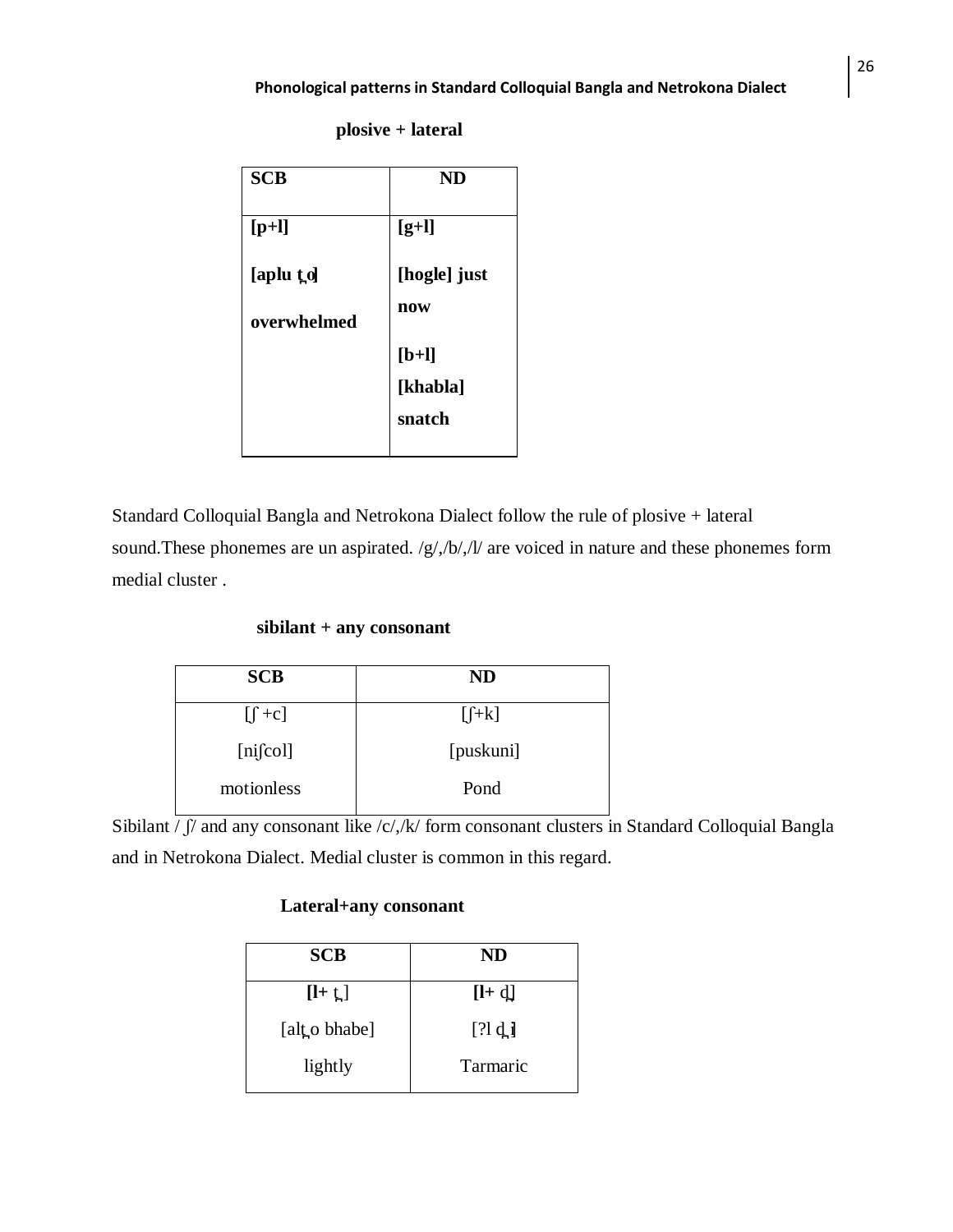**plosive + lateral**

| SCB | ND |
|---|---|
| **[p+l]**<br>**[aplu t̪o]**<br>**overwhelmed** | **[g+l]**<br>**[hogle] just now**<br>**[b+l]**<br>**[khabla]**<br>**snatch** |

Standard Colloquial Bangla and Netrokona Dialect follow the rule of plosive + lateral sound.These phonemes are un aspirated. /g/,/b/,/l/ are voiced in nature and these phonemes form medial cluster .

**sibilant + any consonant**

| SCB | ND |
|---|---|
| [ʃ +c] | [ʃ+k] |
| [niʃcol] | [puskuni] |
| motionless | Pond |

Sibilant / ʃ/ and any consonant like /c/,/k/ form consonant clusters in Standard Colloquial Bangla and in Netrokona Dialect. Medial cluster is common in this regard.

**Lateral+any consonant**

| SCB | ND |
|---|---|
| **[l+** t̪] | **[l+** d̪] |
| [alt̪o bhabe] | [?l d̪i] |
| lightly | Tarmaric |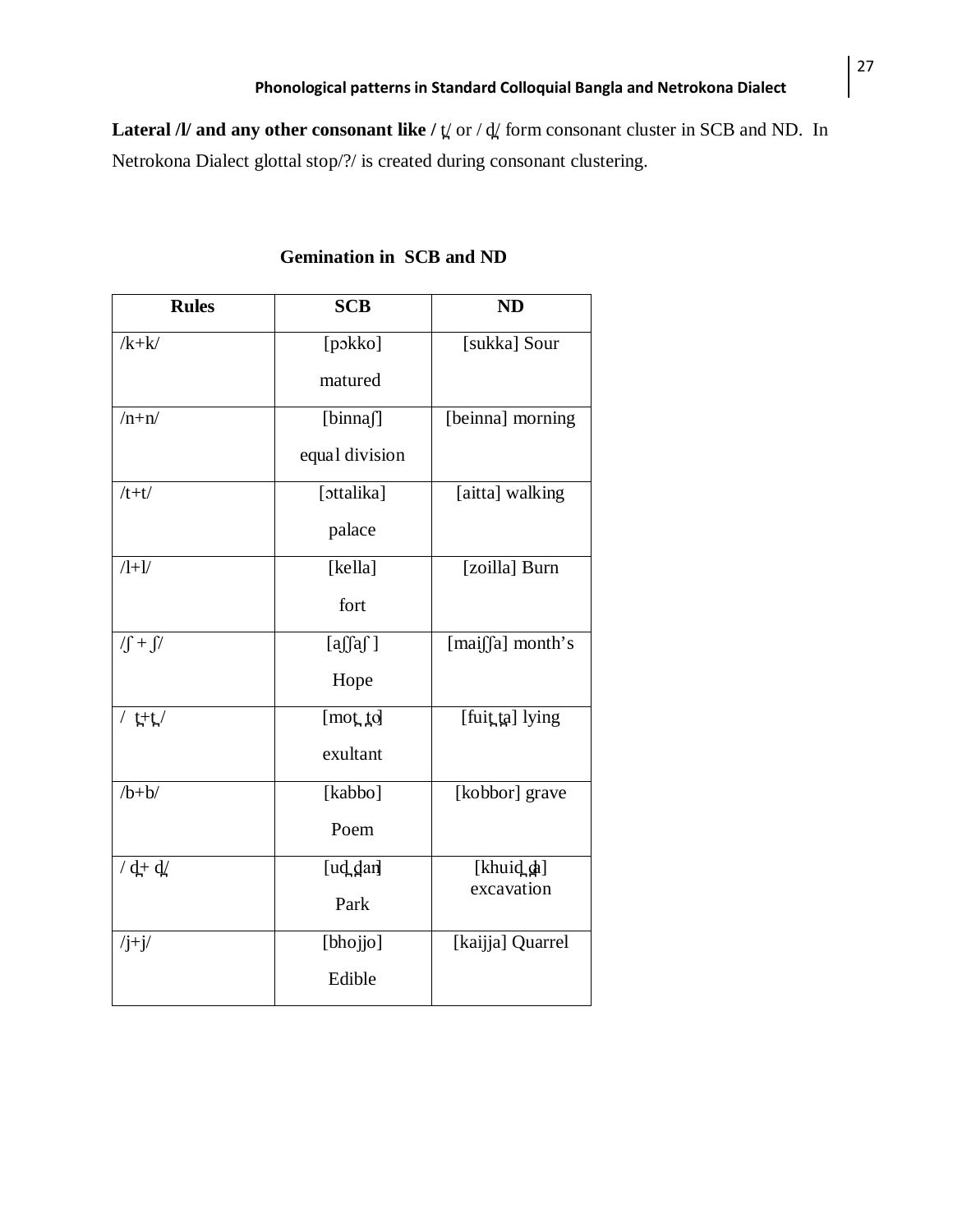**Lateral /l/ and any other consonant like /** t̪/ or / d̪/ form consonant cluster in SCB and ND. In Netrokona Dialect glottal stop/?/ is created during consonant clustering.

**Gemination in SCB and ND**

| Rules | SCB | ND |
|---|---|---|
| /k+k/ | [pɔkko] matured | [sukka] Sour |
| /n+n/ | [binnaʃ] equal division | [beinna] morning |
| /t+t/ | [ɔttalika] palace | [aitta] walking |
| /l+l/ | [kella] fort | [zoilla] Burn |
| /ʃ + ʃ/ | [aʃʃaʃ ] Hope | [maiʃʃa] month's |
| / t̪+t̪ / | [mot̪ t̪o] exultant | [fuit̪ t̪a] lying |
| /b+b/ | [kabbo] Poem | [kobbor] grave |
| / d̪+ d̪/ | [ud̪ d̪an] Park | [khuid̪ d̪a] excavation |
| /j+j/ | [bhojjo] Edible | [kaijja] Quarrel |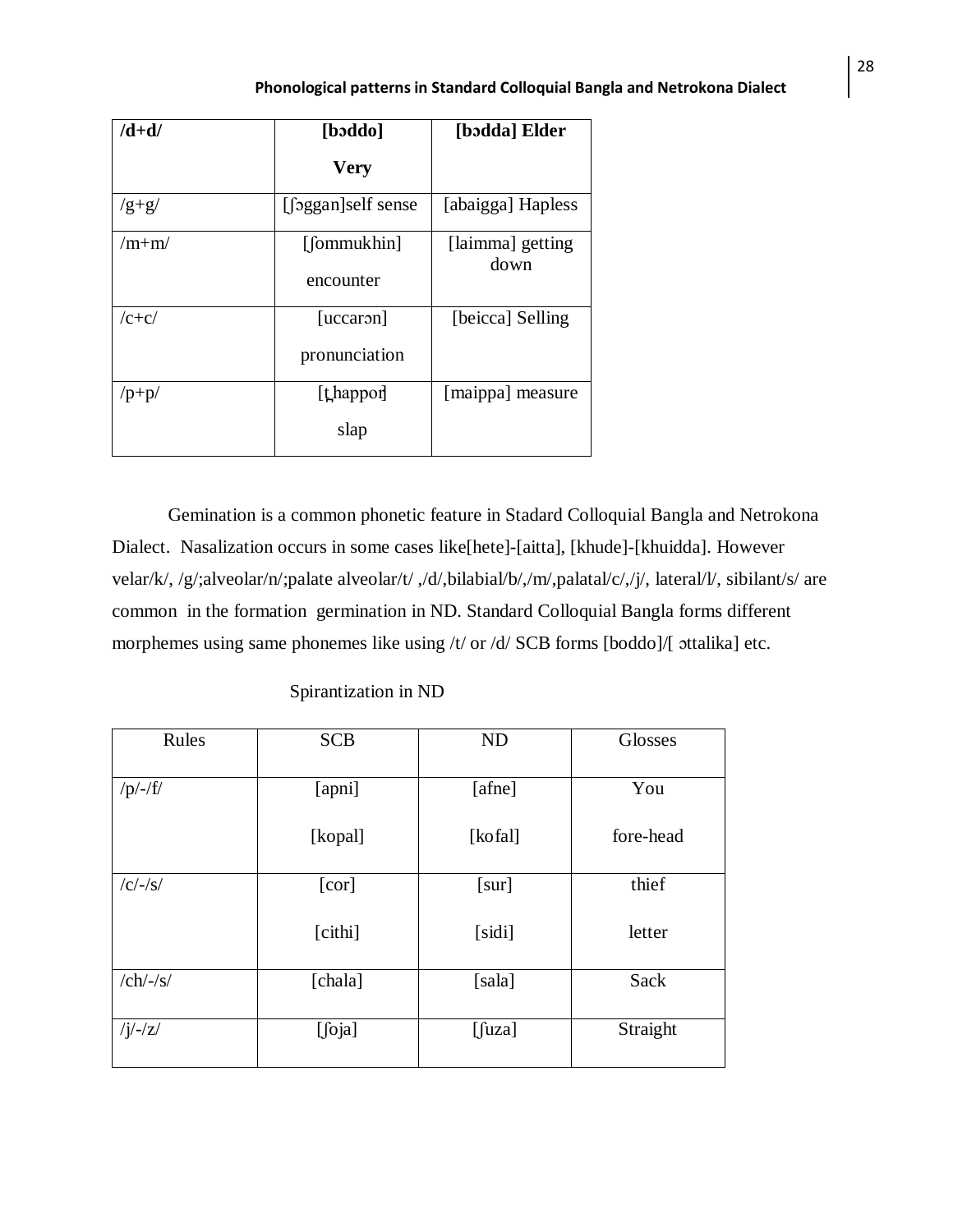| /d+d/ | [bɔddo] Very | [bɔdda] Elder |
|---|---|---|
| /g+g/ | [ʃɔggan]self sense | [abaigga] Hapless |
| /m+m/ | [ʃommukhin] encounter | [laimma] getting down |
| /c+c/ | [uccarɔn] pronunciation | [beicca] Selling |
| /p+p/ | [t̪happor] slap | [maippa] measure |

Gemination is a common phonetic feature in Stadard Colloquial Bangla and Netrokona Dialect. Nasalization occurs in some cases like[hete]-[aitta], [khude]-[khuidda]. However velar/k/, /g/;alveolar/n/;palate alveolar/t/ ,/d/,bilabial/b/,/m/,palatal/c/,/j/, lateral/l/, sibilant/s/ are common in the formation germination in ND. Standard Colloquial Bangla forms different morphemes using same phonemes like using /t/ or /d/ SCB forms [boddo]/[ ɔttalika] etc.

Spirantization in ND

| Rules | SCB | ND | Glosses |
|---|---|---|---|
| /p/-/f/ | [apni]<br>[kopal] | [afne]<br>[kofal] | You<br>fore-head |
| /c/-/s/ | [cor]<br>[cithi] | [sur]<br>[sidi] | thief<br>letter |
| /ch/-/s/ | [chala] | [sala] | Sack |
| /j/-/z/ | [ʃoja] | [ʃuza] | Straight |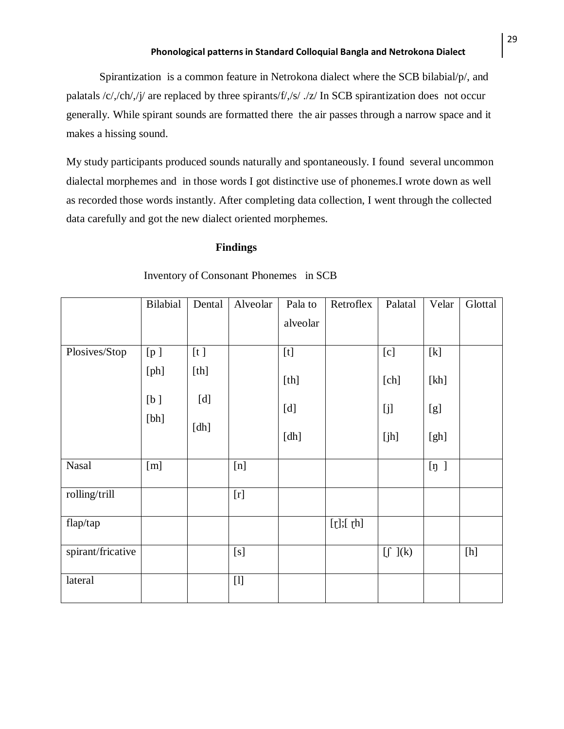Spirantization is a common feature in Netrokona dialect where the SCB bilabial/p/, and palatals /c/,/ch/,/j/ are replaced by three spirants/f/,/s/ ./z/ In SCB spirantization does not occur generally. While spirant sounds are formatted there the air passes through a narrow space and it makes a hissing sound.

My study participants produced sounds naturally and spontaneously. I found several uncommon dialectal morphemes and in those words I got distinctive use of phonemes.I wrote down as well as recorded those words instantly. After completing data collection, I went through the collected data carefully and got the new dialect oriented morphemes.

## Findings

Inventory of Consonant Phonemes in SCB

| | Bilabial | Dental | Alveolar | Pala to alveolar | Retroflex | Palatal | Velar | Glottal |
|---|---|---|---|---|---|---|---|---|
| Plosives/Stop | [p ] [ph] [b ] [bh] | [t ] [th] [d] [dh] | | [t] [th] [d] [dh] | | [c] [ch] [j] [jh] | [k] [kh] [g] [gh] | |
| Nasal | [m] | | [n] | | | | [ŋ ] | |
| rolling/trill | | | [r] | | | | | |
| flap/tap | | | | | [ɽ];[ ɽh] | | | |
| spirant/fricative | | | [s] | | | [ʃ ](k) | | [h] |
| lateral | | | [l] | | | | | |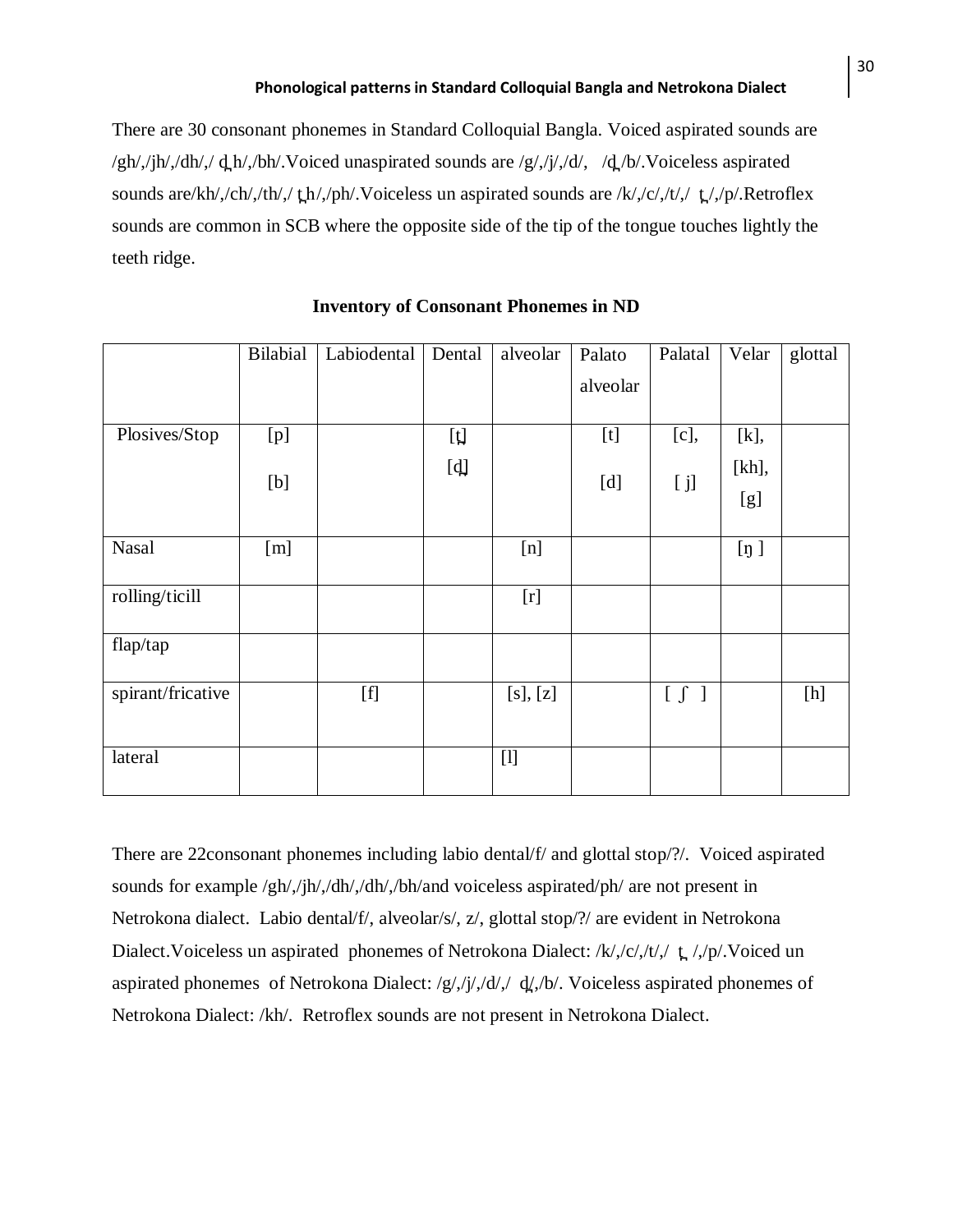There are 30 consonant phonemes in Standard Colloquial Bangla. Voiced aspirated sounds are /gh/,/jh/,/dh/,/ d̪h/,/bh/.Voiced unaspirated sounds are /g/,/j/,/d/, /d̪/b/.Voiceless aspirated sounds are/kh/,/ch/,/th/,/ t̪h/,/ph/.Voiceless un aspirated sounds are /k/,/c/,/t/,/ t̪/,/p/.Retroflex sounds are common in SCB where the opposite side of the tip of the tongue touches lightly the teeth ridge.

**Inventory of Consonant Phonemes in ND**

| | Bilabial | Labiodental | Dental | alveolar | Palato alveolar | Palatal | Velar | glottal |
|---|---|---|---|---|---|---|---|---|
| Plosives/Stop | [p] [b] | | [t̪] [d̪] | | [t] [d] | [c], [ j] | [k], [kh], [g] | |
| Nasal | [m] | | | [n] | | | [ŋ ] | |
| rolling/ticill | | | | [r] | | | | |
| flap/tap | | | | | | | | |
| spirant/fricative | | [f] | | [s], [z] | | [ ʃ ] | | [h] |
| lateral | | | | [l] | | | | |

There are 22consonant phonemes including labio dental/f/ and glottal stop/?/. Voiced aspirated sounds for example /gh/,/jh/,/dh/,/dh/,/bh/and voiceless aspirated/ph/ are not present in Netrokona dialect. Labio dental/f/, alveolar/s/, z/, glottal stop/?/ are evident in Netrokona Dialect.Voiceless un aspirated phonemes of Netrokona Dialect: /k/,/c/,/t/,/ t̪ /,/p/.Voiced un aspirated phonemes of Netrokona Dialect: /g/,/j/,/d/,/ d̪/,/b/. Voiceless aspirated phonemes of Netrokona Dialect: /kh/. Retroflex sounds are not present in Netrokona Dialect.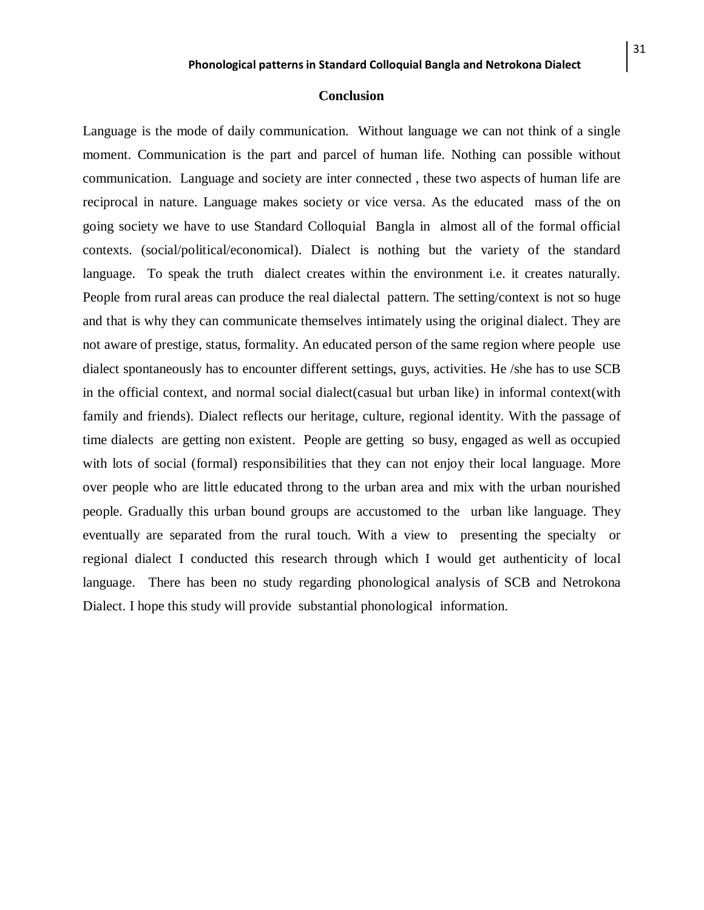## Conclusion

Language is the mode of daily communication. Without language we can not think of a single moment. Communication is the part and parcel of human life. Nothing can possible without communication. Language and society are inter connected , these two aspects of human life are reciprocal in nature. Language makes society or vice versa. As the educated mass of the on going society we have to use Standard Colloquial Bangla in almost all of the formal official contexts. (social/political/economical). Dialect is nothing but the variety of the standard language. To speak the truth dialect creates within the environment i.e. it creates naturally. People from rural areas can produce the real dialectal pattern. The setting/context is not so huge and that is why they can communicate themselves intimately using the original dialect. They are not aware of prestige, status, formality. An educated person of the same region where people use dialect spontaneously has to encounter different settings, guys, activities. He /she has to use SCB in the official context, and normal social dialect(casual but urban like) in informal context(with family and friends). Dialect reflects our heritage, culture, regional identity. With the passage of time dialects are getting non existent. People are getting so busy, engaged as well as occupied with lots of social (formal) responsibilities that they can not enjoy their local language. More over people who are little educated throng to the urban area and mix with the urban nourished people. Gradually this urban bound groups are accustomed to the urban like language. They eventually are separated from the rural touch. With a view to presenting the specialty or regional dialect I conducted this research through which I would get authenticity of local language. There has been no study regarding phonological analysis of SCB and Netrokona Dialect. I hope this study will provide substantial phonological information.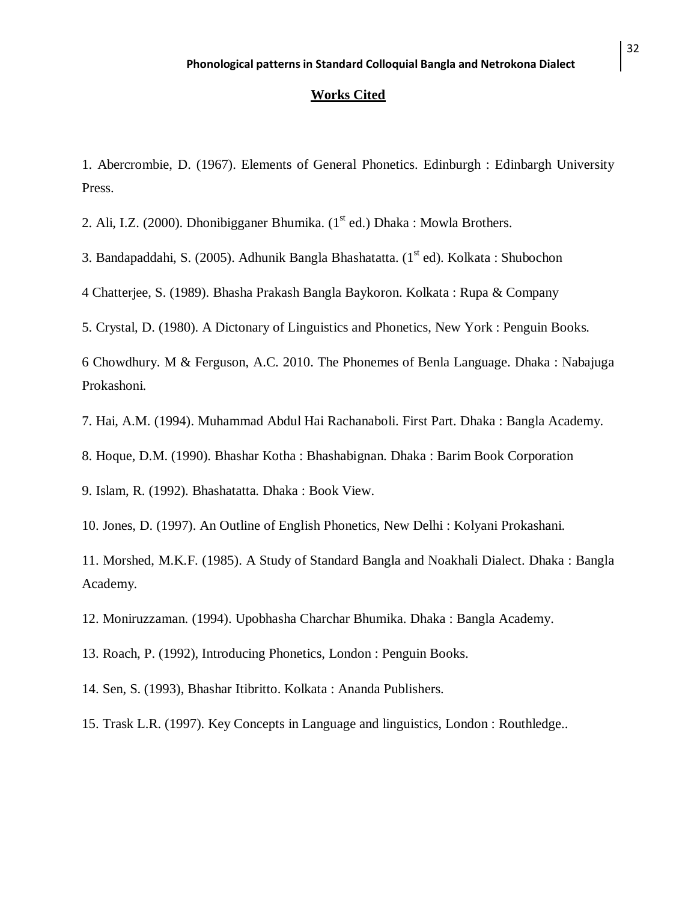## Works Cited

1. Abercrombie, D. (1967). Elements of General Phonetics. Edinburgh : Edinbargh University Press.

2. Ali, I.Z. (2000). Dhonibigganer Bhumika. (1st ed.) Dhaka : Mowla Brothers.

3. Bandapaddahi, S. (2005). Adhunik Bangla Bhashatatta. (1st ed). Kolkata : Shubochon

4 Chatterjee, S. (1989). Bhasha Prakash Bangla Baykoron. Kolkata : Rupa & Company

5. Crystal, D. (1980). A Dictonary of Linguistics and Phonetics, New York : Penguin Books.

6 Chowdhury. M & Ferguson, A.C. 2010. The Phonemes of Benla Language. Dhaka : Nabajuga Prokashoni.

7. Hai, A.M. (1994). Muhammad Abdul Hai Rachanaboli. First Part. Dhaka : Bangla Academy.

8. Hoque, D.M. (1990). Bhashar Kotha : Bhashabignan. Dhaka : Barim Book Corporation

9. Islam, R. (1992). Bhashatatta. Dhaka : Book View.

10. Jones, D. (1997). An Outline of English Phonetics, New Delhi : Kolyani Prokashani.

11. Morshed, M.K.F. (1985). A Study of Standard Bangla and Noakhali Dialect. Dhaka : Bangla Academy.

12. Moniruzzaman. (1994). Upobhasha Charchar Bhumika. Dhaka : Bangla Academy.

13. Roach, P. (1992), Introducing Phonetics, London : Penguin Books.

14. Sen, S. (1993), Bhashar Itibritto. Kolkata : Ananda Publishers.

15. Trask L.R. (1997). Key Concepts in Language and linguistics, London : Routhledge..